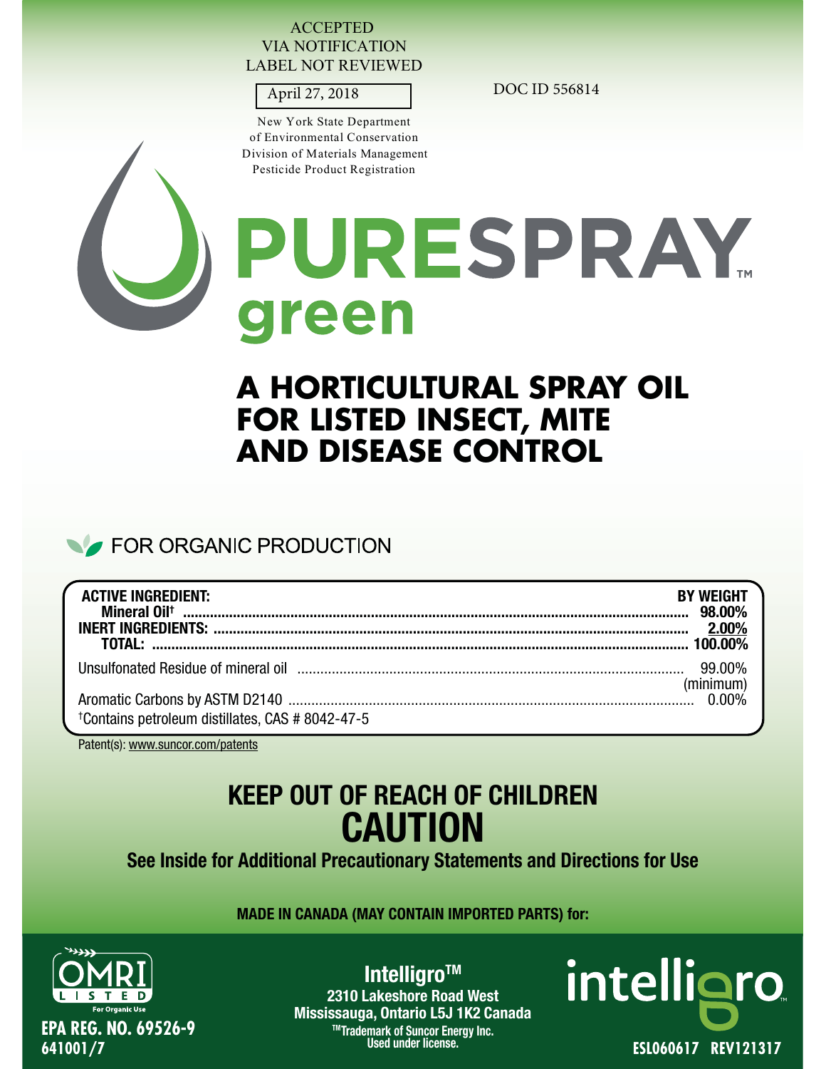ACCEPTED
VIA NOTIFICATION
LABEL NOT REVIEWED

April 27, 2018

DOC ID 556814

New York State Department
of Environmental Conservation
Division of Materials Management
Pesticide Product Registration

# PURESPRAY™ green

## A HORTICULTURAL SPRAY OIL FOR LISTED INSECT, MITE AND DISEASE CONTROL

FOR ORGANIC PRODUCTION

| ACTIVE INGREDIENT: | BY WEIGHT |
|---|---|
| Mineral Oil† | 98.00% |
| INERT INGREDIENTS: | 2.00% |
| TOTAL: | 100.00% |
| Unsulfonated Residue of mineral oil | 99.00% (minimum) |
| Aromatic Carbons by ASTM D2140 | 0.00% |

†Contains petroleum distillates, CAS # 8042-47-5

Patent(s): www.suncor.com/patents

## KEEP OUT OF REACH OF CHILDREN
## CAUTION

**See Inside for Additional Precautionary Statements and Directions for Use**

**MADE IN CANADA (MAY CONTAIN IMPORTED PARTS) for:**

OMRI LISTED For Organic Use

**EPA REG. NO. 69526-9**
**641001/7**

**Intelligro™**
**2310 Lakeshore Road West**
**Mississauga, Ontario L5J 1K2 Canada**
**™Trademark of Suncor Energy Inc. Used under license.**

intelligro

**ESL060617 REV121317**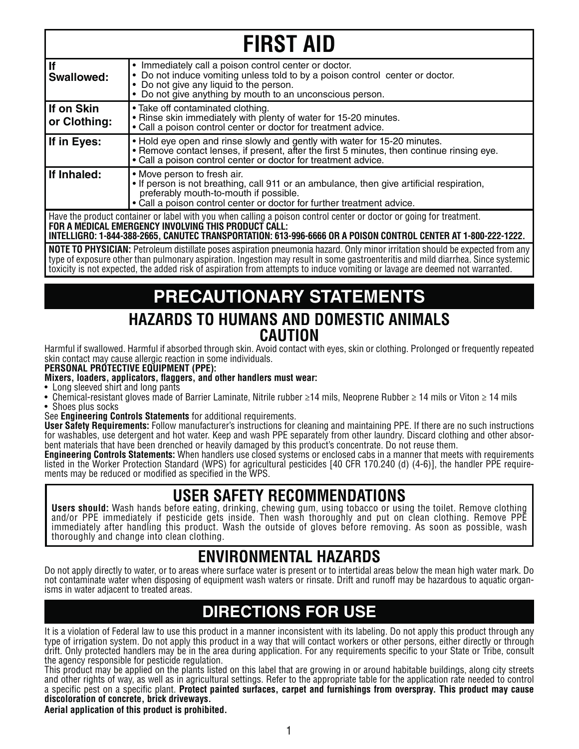# FIRST AID

| | |
|---|---|
| **If Swallowed:** | • Immediately call a poison control center or doctor.<br>• Do not induce vomiting unless told to by a poison control center or doctor.<br>• Do not give any liquid to the person.<br>• Do not give anything by mouth to an unconscious person. |
| **If on Skin or Clothing:** | • Take off contaminated clothing.<br>• Rinse skin immediately with plenty of water for 15-20 minutes.<br>• Call a poison control center or doctor for treatment advice. |
| **If in Eyes:** | • Hold eye open and rinse slowly and gently with water for 15-20 minutes.<br>• Remove contact lenses, if present, after the first 5 minutes, then continue rinsing eye.<br>• Call a poison control center or doctor for treatment advice. |
| **If Inhaled:** | • Move person to fresh air.<br>• If person is not breathing, call 911 or an ambulance, then give artificial respiration, preferably mouth-to-mouth if possible.<br>• Call a poison control center or doctor for further treatment advice. |

Have the product container or label with you when calling a poison control center or doctor or going for treatment.
**FOR A MEDICAL EMERGENCY INVOLVING THIS PRODUCT CALL:**
**INTELLIGRO: 1-844-388-2665, CANUTEC TRANSPORTATION: 613-996-6666 OR A POISON CONTROL CENTER AT 1-800-222-1222.**

**NOTE TO PHYSICIAN:** Petroleum distillate poses aspiration pneumonia hazard. Only minor irritation should be expected from any type of exposure other than pulmonary aspiration. Ingestion may result in some gastroenteritis and mild diarrhea. Since systemic toxicity is not expected, the added risk of aspiration from attempts to induce vomiting or lavage are deemed not warranted.

# PRECAUTIONARY STATEMENTS

## HAZARDS TO HUMANS AND DOMESTIC ANIMALS
## CAUTION

Harmful if swallowed. Harmful if absorbed through skin. Avoid contact with eyes, skin or clothing. Prolonged or frequently repeated skin contact may cause allergic reaction in some individuals.

**PERSONAL PROTECTIVE EQUIPMENT (PPE):**

**Mixers, loaders, applicators, flaggers, and other handlers must wear:**

- Long sleeved shirt and long pants
- Chemical-resistant gloves made of Barrier Laminate, Nitrile rubber ≥14 mils, Neoprene Rubber ≥ 14 mils or Viton ≥ 14 mils
- Shoes plus socks

See **Engineering Controls Statements** for additional requirements.

**User Safety Requirements:** Follow manufacturer's instructions for cleaning and maintaining PPE. If there are no such instructions for washables, use detergent and hot water. Keep and wash PPE separately from other laundry. Discard clothing and other absorbent materials that have been drenched or heavily damaged by this product's concentrate. Do not reuse them.

**Engineering Controls Statements:** When handlers use closed systems or enclosed cabs in a manner that meets with requirements listed in the Worker Protection Standard (WPS) for agricultural pesticides [40 CFR 170.240 (d) (4-6)], the handler PPE requirements may be reduced or modified as specified in the WPS.

## USER SAFETY RECOMMENDATIONS

**Users should:** Wash hands before eating, drinking, chewing gum, using tobacco or using the toilet. Remove clothing and/or PPE immediately if pesticide gets inside. Then wash thoroughly and put on clean clothing. Remove PPE immediately after handling this product. Wash the outside of gloves before removing. As soon as possible, wash thoroughly and change into clean clothing.

## ENVIRONMENTAL HAZARDS

Do not apply directly to water, or to areas where surface water is present or to intertidal areas below the mean high water mark. Do not contaminate water when disposing of equipment wash waters or rinsate. Drift and runoff may be hazardous to aquatic organisms in water adjacent to treated areas.

# DIRECTIONS FOR USE

It is a violation of Federal law to use this product in a manner inconsistent with its labeling. Do not apply this product through any type of irrigation system. Do not apply this product in a way that will contact workers or other persons, either directly or through drift. Only protected handlers may be in the area during application. For any requirements specific to your State or Tribe, consult the agency responsible for pesticide regulation.

This product may be applied on the plants listed on this label that are growing in or around habitable buildings, along city streets and other rights of way, as well as in agricultural settings. Refer to the appropriate table for the application rate needed to control a specific pest on a specific plant. **Protect painted surfaces, carpet and furnishings from overspray. This product may cause discoloration of concrete, brick driveways.**

**Aerial application of this product is prohibited.**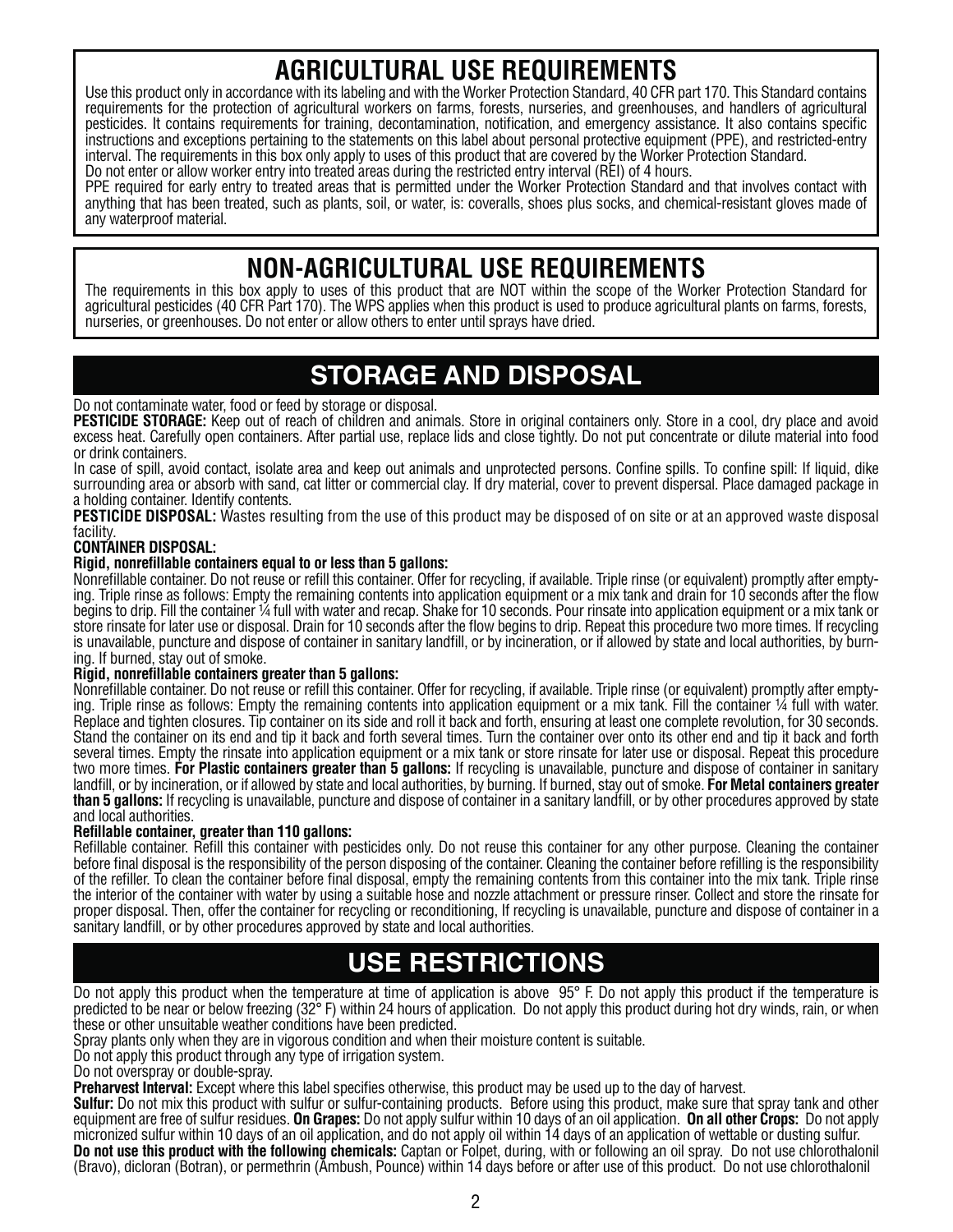## AGRICULTURAL USE REQUIREMENTS

Use this product only in accordance with its labeling and with the Worker Protection Standard, 40 CFR part 170. This Standard contains requirements for the protection of agricultural workers on farms, forests, nurseries, and greenhouses, and handlers of agricultural pesticides. It contains requirements for training, decontamination, notification, and emergency assistance. It also contains specific instructions and exceptions pertaining to the statements on this label about personal protective equipment (PPE), and restricted-entry interval. The requirements in this box only apply to uses of this product that are covered by the Worker Protection Standard.

Do not enter or allow worker entry into treated areas during the restricted entry interval (REI) of 4 hours.

PPE required for early entry to treated areas that is permitted under the Worker Protection Standard and that involves contact with anything that has been treated, such as plants, soil, or water, is: coveralls, shoes plus socks, and chemical-resistant gloves made of any waterproof material.

## NON-AGRICULTURAL USE REQUIREMENTS

The requirements in this box apply to uses of this product that are NOT within the scope of the Worker Protection Standard for agricultural pesticides (40 CFR Part 170). The WPS applies when this product is used to produce agricultural plants on farms, forests, nurseries, or greenhouses. Do not enter or allow others to enter until sprays have dried.

## STORAGE AND DISPOSAL

Do not contaminate water, food or feed by storage or disposal.

**PESTICIDE STORAGE:** Keep out of reach of children and animals. Store in original containers only. Store in a cool, dry place and avoid excess heat. Carefully open containers. After partial use, replace lids and close tightly. Do not put concentrate or dilute material into food or drink containers.

In case of spill, avoid contact, isolate area and keep out animals and unprotected persons. Confine spills. To confine spill: If liquid, dike surrounding area or absorb with sand, cat litter or commercial clay. If dry material, cover to prevent dispersal. Place damaged package in a holding container. Identify contents.

**PESTICIDE DISPOSAL:** Wastes resulting from the use of this product may be disposed of on site or at an approved waste disposal facility.

**CONTAINER DISPOSAL:**

**Rigid, nonrefillable containers equal to or less than 5 gallons:**

Nonrefillable container. Do not reuse or refill this container. Offer for recycling, if available. Triple rinse (or equivalent) promptly after emptying. Triple rinse as follows: Empty the remaining contents into application equipment or a mix tank and drain for 10 seconds after the flow begins to drip. Fill the container ¼ full with water and recap. Shake for 10 seconds. Pour rinsate into application equipment or a mix tank or store rinsate for later use or disposal. Drain for 10 seconds after the flow begins to drip. Repeat this procedure two more times. If recycling is unavailable, puncture and dispose of container in sanitary landfill, or by incineration, or if allowed by state and local authorities, by burning. If burned, stay out of smoke.

**Rigid, nonrefillable containers greater than 5 gallons:**

Nonrefillable container. Do not reuse or refill this container. Offer for recycling, if available. Triple rinse (or equivalent) promptly after emptying. Triple rinse as follows: Empty the remaining contents into application equipment or a mix tank. Fill the container ¼ full with water. Replace and tighten closures. Tip container on its side and roll it back and forth, ensuring at least one complete revolution, for 30 seconds. Stand the container on its end and tip it back and forth several times. Turn the container over onto its other end and tip it back and forth several times. Empty the rinsate into application equipment or a mix tank or store rinsate for later use or disposal. Repeat this procedure two more times. **For Plastic containers greater than 5 gallons:** If recycling is unavailable, puncture and dispose of container in sanitary landfill, or by incineration, or if allowed by state and local authorities, by burning. If burned, stay out of smoke. **For Metal containers greater than 5 gallons:** If recycling is unavailable, puncture and dispose of container in a sanitary landfill, or by other procedures approved by state and local authorities.

**Refillable container, greater than 110 gallons:**

Refillable container. Refill this container with pesticides only. Do not reuse this container for any other purpose. Cleaning the container before final disposal is the responsibility of the person disposing of the container. Cleaning the container before refilling is the responsibility of the refiller. To clean the container before final disposal, empty the remaining contents from this container into the mix tank. Triple rinse the interior of the container with water by using a suitable hose and nozzle attachment or pressure rinser. Collect and store the rinsate for proper disposal. Then, offer the container for recycling or reconditioning, If recycling is unavailable, puncture and dispose of container in a sanitary landfill, or by other procedures approved by state and local authorities.

## USE RESTRICTIONS

Do not apply this product when the temperature at time of application is above 95° F. Do not apply this product if the temperature is predicted to be near or below freezing (32° F) within 24 hours of application. Do not apply this product during hot dry winds, rain, or when these or other unsuitable weather conditions have been predicted.

Spray plants only when they are in vigorous condition and when their moisture content is suitable.

Do not apply this product through any type of irrigation system.

Do not overspray or double-spray.

**Preharvest Interval:** Except where this label specifies otherwise, this product may be used up to the day of harvest.

**Sulfur:** Do not mix this product with sulfur or sulfur-containing products. Before using this product, make sure that spray tank and other equipment are free of sulfur residues. **On Grapes:** Do not apply sulfur within 10 days of an oil application. **On all other Crops:** Do not apply micronized sulfur within 10 days of an oil application, and do not apply oil within 14 days of an application of wettable or dusting sulfur.

**Do not use this product with the following chemicals:** Captan or Folpet, during, with or following an oil spray. Do not use chlorothalonil (Bravo), dicloran (Botran), or permethrin (Ambush, Pounce) within 14 days before or after use of this product. Do not use chlorothalonil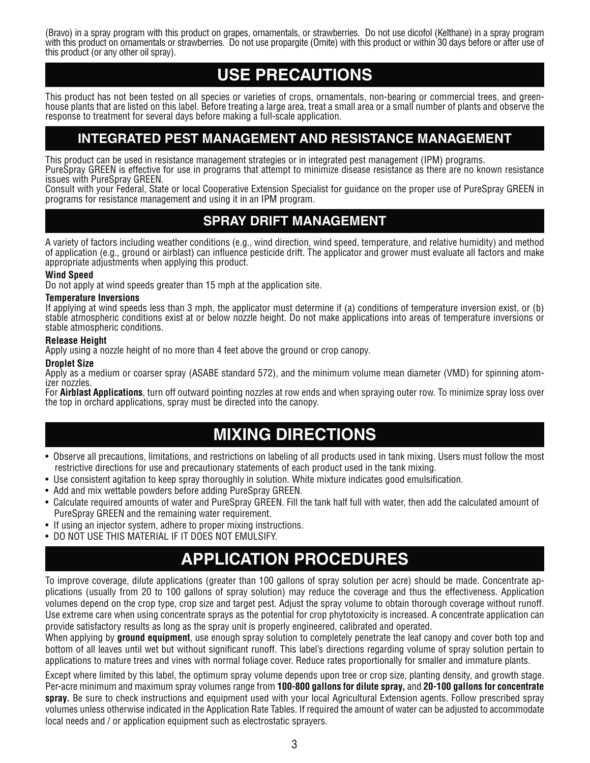(Bravo) in a spray program with this product on grapes, ornamentals, or strawberries. Do not use dicofol (Kelthane) in a spray program with this product on ornamentals or strawberries. Do not use propargite (Omite) with this product or within 30 days before or after use of this product (or any other oil spray).

# USE PRECAUTIONS

This product has not been tested on all species or varieties of crops, ornamentals, non-bearing or commercial trees, and greenhouse plants that are listed on this label. Before treating a large area, treat a small area or a small number of plants and observe the response to treatment for several days before making a full-scale application.

## INTEGRATED PEST MANAGEMENT AND RESISTANCE MANAGEMENT

This product can be used in resistance management strategies or in integrated pest management (IPM) programs.
PureSpray GREEN is effective for use in programs that attempt to minimize disease resistance as there are no known resistance issues with PureSpray GREEN.
Consult with your Federal, State or local Cooperative Extension Specialist for guidance on the proper use of PureSpray GREEN in programs for resistance management and using it in an IPM program.

## SPRAY DRIFT MANAGEMENT

A variety of factors including weather conditions (e.g., wind direction, wind speed, temperature, and relative humidity) and method of application (e.g., ground or airblast) can influence pesticide drift. The applicator and grower must evaluate all factors and make appropriate adjustments when applying this product.

**Wind Speed**
Do not apply at wind speeds greater than 15 mph at the application site.

**Temperature Inversions**
If applying at wind speeds less than 3 mph, the applicator must determine if (a) conditions of temperature inversion exist, or (b) stable atmospheric conditions exist at or below nozzle height. Do not make applications into areas of temperature inversions or stable atmospheric conditions.

**Release Height**
Apply using a nozzle height of no more than 4 feet above the ground or crop canopy.

**Droplet Size**
Apply as a medium or coarser spray (ASABE standard 572), and the minimum volume mean diameter (VMD) for spinning atomizer nozzles.
For **Airblast Applications**, turn off outward pointing nozzles at row ends and when spraying outer row. To minimize spray loss over the top in orchard applications, spray must be directed into the canopy.

# MIXING DIRECTIONS

- Observe all precautions, limitations, and restrictions on labeling of all products used in tank mixing. Users must follow the most restrictive directions for use and precautionary statements of each product used in the tank mixing.
- Use consistent agitation to keep spray thoroughly in solution. White mixture indicates good emulsification.
- Add and mix wettable powders before adding PureSpray GREEN.
- Calculate required amounts of water and PureSpray GREEN. Fill the tank half full with water, then add the calculated amount of PureSpray GREEN and the remaining water requirement.
- If using an injector system, adhere to proper mixing instructions.
- DO NOT USE THIS MATERIAL IF IT DOES NOT EMULSIFY.

# APPLICATION PROCEDURES

To improve coverage, dilute applications (greater than 100 gallons of spray solution per acre) should be made. Concentrate applications (usually from 20 to 100 gallons of spray solution) may reduce the coverage and thus the effectiveness. Application volumes depend on the crop type, crop size and target pest. Adjust the spray volume to obtain thorough coverage without runoff. Use extreme care when using concentrate sprays as the potential for crop phytotoxicity is increased. A concentrate application can provide satisfactory results as long as the spray unit is properly engineered, calibrated and operated.
When applying by **ground equipment**, use enough spray solution to completely penetrate the leaf canopy and cover both top and bottom of all leaves until wet but without significant runoff. This label's directions regarding volume of spray solution pertain to applications to mature trees and vines with normal foliage cover. Reduce rates proportionally for smaller and immature plants.

Except where limited by this label, the optimum spray volume depends upon tree or crop size, planting density, and growth stage. Per-acre minimum and maximum spray volumes range from **100-800 gallons for dilute spray,** and **20-100 gallons for concentrate spray.** Be sure to check instructions and equipment used with your local Agricultural Extension agents. Follow prescribed spray volumes unless otherwise indicated in the Application Rate Tables. If required the amount of water can be adjusted to accommodate local needs and / or application equipment such as electrostatic sprayers.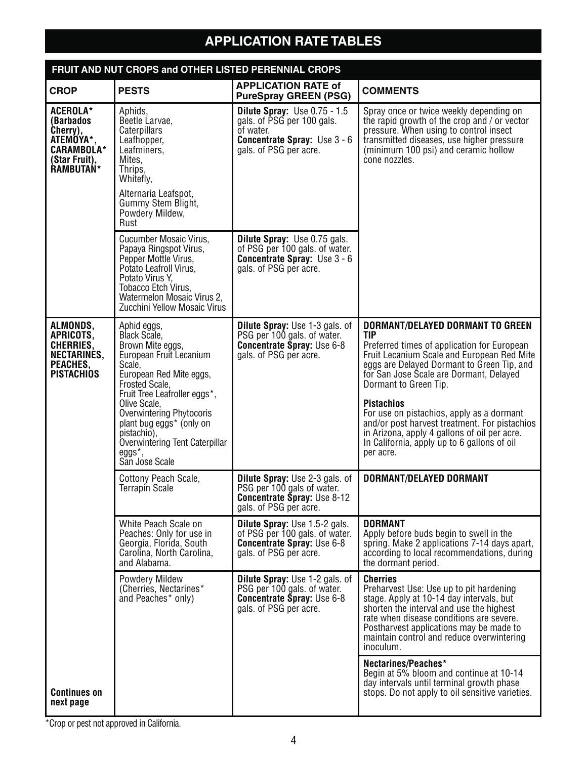# APPLICATION RATE TABLES

## FRUIT AND NUT CROPS and OTHER LISTED PERENNIAL CROPS

| CROP | PESTS | APPLICATION RATE of PureSpray GREEN (PSG) | COMMENTS |
|---|---|---|---|
| **ACEROLA* (Barbados Cherry), ATEMOYA*, CARAMBOLA* (Star Fruit), RAMBUTAN*** | Aphids, Beetle Larvae, Caterpillars Leafhopper, Leafminers, Mites, Thrips, Whitefly, Alternaria Leafspot, Gummy Stem Blight, Powdery Mildew, Rust | **Dilute Spray:** Use 0.75 - 1.5 gals. of PSG per 100 gals. of water. **Concentrate Spray:** Use 3 - 6 gals. of PSG per acre. | Spray once or twice weekly depending on the rapid growth of the crop and / or vector pressure. When using to control insect transmitted diseases, use higher pressure (minimum 100 psi) and ceramic hollow cone nozzles. |
| | Cucumber Mosaic Virus, Papaya Ringspot Virus, Pepper Mottle Virus, Potato Leafroll Virus, Potato Virus Y, Tobacco Etch Virus, Watermelon Mosaic Virus 2, Zucchini Yellow Mosaic Virus | **Dilute Spray:** Use 0.75 gals. of PSG per 100 gals. of water. **Concentrate Spray:** Use 3 - 6 gals. of PSG per acre. | |
| **ALMONDS, APRICOTS, CHERRIES, NECTARINES, PEACHES, PISTACHIOS** | Aphid eggs, Black Scale, Brown Mite eggs, European Fruit Lecanium Scale, European Red Mite eggs, Frosted Scale, Fruit Tree Leafroller eggs*, Olive Scale, Overwintering Phytocoris plant bug eggs* (only on pistachio), Overwintering Tent Caterpillar eggs*, San Jose Scale | **Dilute Spray:** Use 1-3 gals. of PSG per 100 gals. of water. **Concentrate Spray:** Use 6-8 gals. of PSG per acre. | **DORMANT/DELAYED DORMANT TO GREEN TIP** Preferred times of application for European Fruit Lecanium Scale and European Red Mite eggs are Delayed Dormant to Green Tip, and for San Jose Scale are Dormant, Delayed Dormant to Green Tip. **Pistachios** For use on pistachios, apply as a dormant and/or post harvest treatment. For pistachios in Arizona, apply 4 gallons of oil per acre. In California, apply up to 6 gallons of oil per acre. |
| | Cottony Peach Scale, Terrapin Scale | **Dilute Spray:** Use 2-3 gals. of PSG per 100 gals of water. **Concentrate Spray:** Use 8-12 gals. of PSG per acre. | **DORMANT/DELAYED DORMANT** |
| | White Peach Scale on Peaches: Only for use in Georgia, Florida, South Carolina, North Carolina, and Alabama. | **Dilute Spray:** Use 1.5-2 gals. of PSG per 100 gals. of water. **Concentrate Spray:** Use 6-8 gals. of PSG per acre. | **DORMANT** Apply before buds begin to swell in the spring. Make 2 applications 7-14 days apart, according to local recommendations, during the dormant period. |
| | Powdery Mildew (Cherries, Nectarines* and Peaches* only) | **Dilute Spray:** Use 1-2 gals. of PSG per 100 gals. of water. **Concentrate Spray:** Use 6-8 gals. of PSG per acre. | **Cherries** Preharvest Use: Use up to pit hardening stage. Apply at 10-14 day intervals, but shorten the interval and use the highest rate when disease conditions are severe. Postharvest applications may be made to maintain control and reduce overwintering inoculum. |
| **Continues on next page** | | | **Nectarines/Peaches*** Begin at 5% bloom and continue at 10-14 day intervals until terminal growth phase stops. Do not apply to oil sensitive varieties. |

*Crop or pest not approved in California.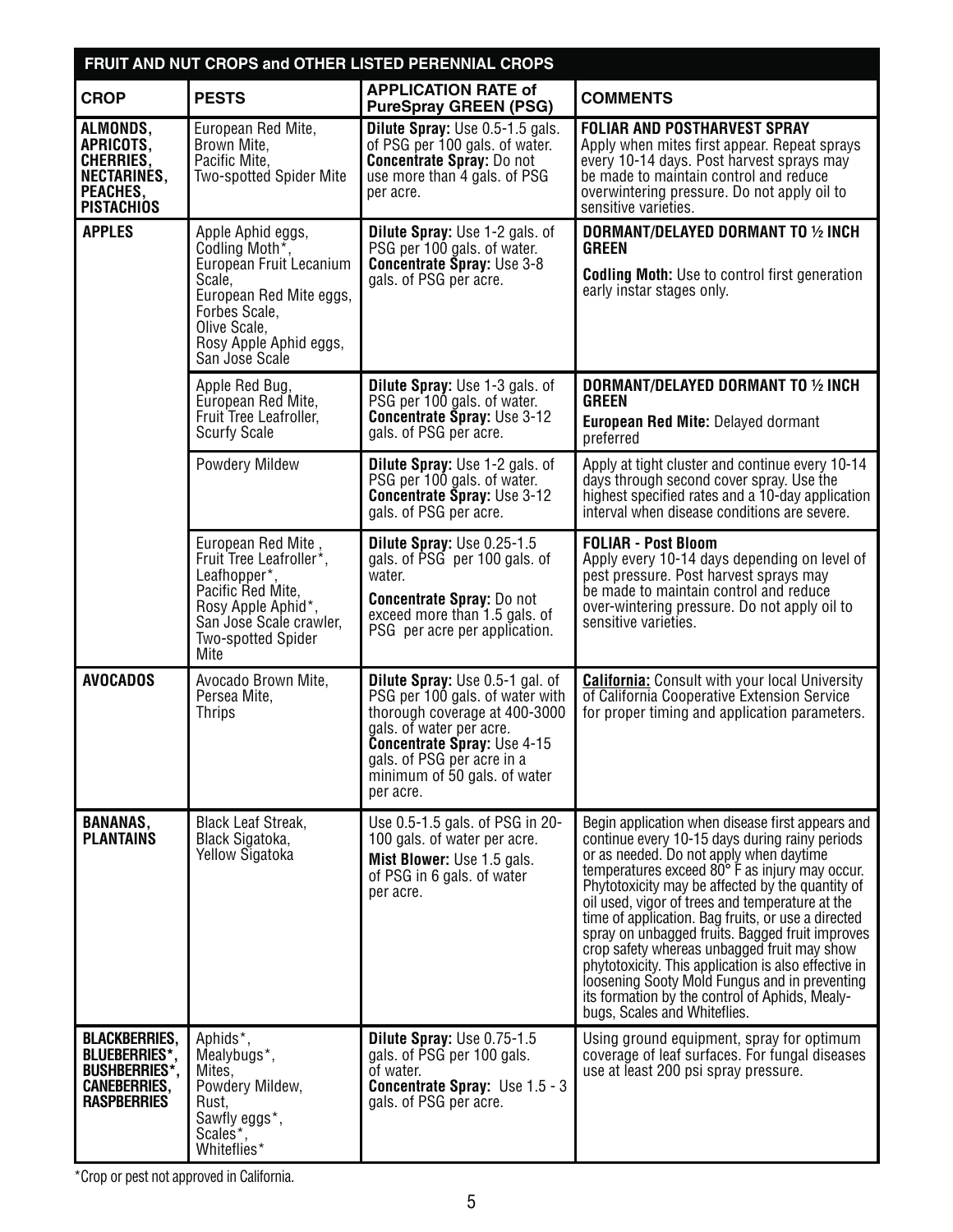| FRUIT AND NUT CROPS and OTHER LISTED PERENNIAL CROPS | | | |
|---|---|---|---|
| **CROP** | **PESTS** | **APPLICATION RATE of PureSpray GREEN (PSG)** | **COMMENTS** |
| **ALMONDS, APRICOTS, CHERRIES, NECTARINES, PEACHES, PISTACHIOS** | European Red Mite, Brown Mite, Pacific Mite, Two-spotted Spider Mite | **Dilute Spray:** Use 0.5-1.5 gals. of PSG per 100 gals. of water. **Concentrate Spray:** Do not use more than 4 gals. of PSG per acre. | **FOLIAR AND POSTHARVEST SPRAY** Apply when mites first appear. Repeat sprays every 10-14 days. Post harvest sprays may be made to maintain control and reduce overwintering pressure. Do not apply oil to sensitive varieties. |
| **APPLES** | Apple Aphid eggs, Codling Moth*, European Fruit Lecanium Scale, European Red Mite eggs, Forbes Scale, Olive Scale, Rosy Apple Aphid eggs, San Jose Scale | **Dilute Spray:** Use 1-2 gals. of PSG per 100 gals. of water. **Concentrate Spray:** Use 3-8 gals. of PSG per acre. | **DORMANT/DELAYED DORMANT TO ½ INCH GREEN** **Codling Moth:** Use to control first generation early instar stages only. |
| | Apple Red Bug, European Red Mite, Fruit Tree Leafroller, Scurfy Scale | **Dilute Spray:** Use 1-3 gals. of PSG per 100 gals. of water. **Concentrate Spray:** Use 3-12 gals. of PSG per acre. | **DORMANT/DELAYED DORMANT TO ½ INCH GREEN** **European Red Mite:** Delayed dormant preferred |
| | Powdery Mildew | **Dilute Spray:** Use 1-2 gals. of PSG per 100 gals. of water. **Concentrate Spray:** Use 3-12 gals. of PSG per acre. | Apply at tight cluster and continue every 10-14 days through second cover spray. Use the highest specified rates and a 10-day application interval when disease conditions are severe. |
| | European Red Mite, Fruit Tree Leafroller*, Leafhopper*, Pacific Red Mite, Rosy Apple Aphid*, San Jose Scale crawler, Two-spotted Spider Mite | **Dilute Spray:** Use 0.25-1.5 gals. of PSG per 100 gals. of water. **Concentrate Spray:** Do not exceed more than 1.5 gals. of PSG per acre per application. | **FOLIAR - Post Bloom** Apply every 10-14 days depending on level of pest pressure. Post harvest sprays may be made to maintain control and reduce over-wintering pressure. Do not apply oil to sensitive varieties. |
| **AVOCADOS** | Avocado Brown Mite, Persea Mite, Thrips | **Dilute Spray:** Use 0.5-1 gal. of PSG per 100 gals. of water with thorough coverage at 400-3000 gals. of water per acre. **Concentrate Spray:** Use 4-15 gals. of PSG per acre in a minimum of 50 gals. of water per acre. | **California:** Consult with your local University of California Cooperative Extension Service for proper timing and application parameters. |
| **BANANAS, PLANTAINS** | Black Leaf Streak, Black Sigatoka, Yellow Sigatoka | Use 0.5-1.5 gals. of PSG in 20-100 gals. of water per acre. **Mist Blower:** Use 1.5 gals. of PSG in 6 gals. of water per acre. | Begin application when disease first appears and continue every 10-15 days during rainy periods or as needed. Do not apply when daytime temperatures exceed 80° F as injury may occur. Phytotoxicity may be affected by the quantity of oil used, vigor of trees and temperature at the time of application. Bag fruits, or use a directed spray on unbagged fruits. Bagged fruit improves crop safety whereas unbagged fruit may show phytotoxicity. This application is also effective in loosening Sooty Mold Fungus and in preventing its formation by the control of Aphids, Mealybugs, Scales and Whiteflies. |
| **BLACKBERRIES, BLUEBERRIES*, BUSHBERRIES*, CANEBERRIES, RASPBERRIES** | Aphids*, Mealybugs*, Mites, Powdery Mildew, Rust, Sawfly eggs*, Scales*, Whiteflies* | **Dilute Spray:** Use 0.75-1.5 gals. of PSG per 100 gals. of water. **Concentrate Spray:** Use 1.5 - 3 gals. of PSG per acre. | Using ground equipment, spray for optimum coverage of leaf surfaces. For fungal diseases use at least 200 psi spray pressure. |

*Crop or pest not approved in California.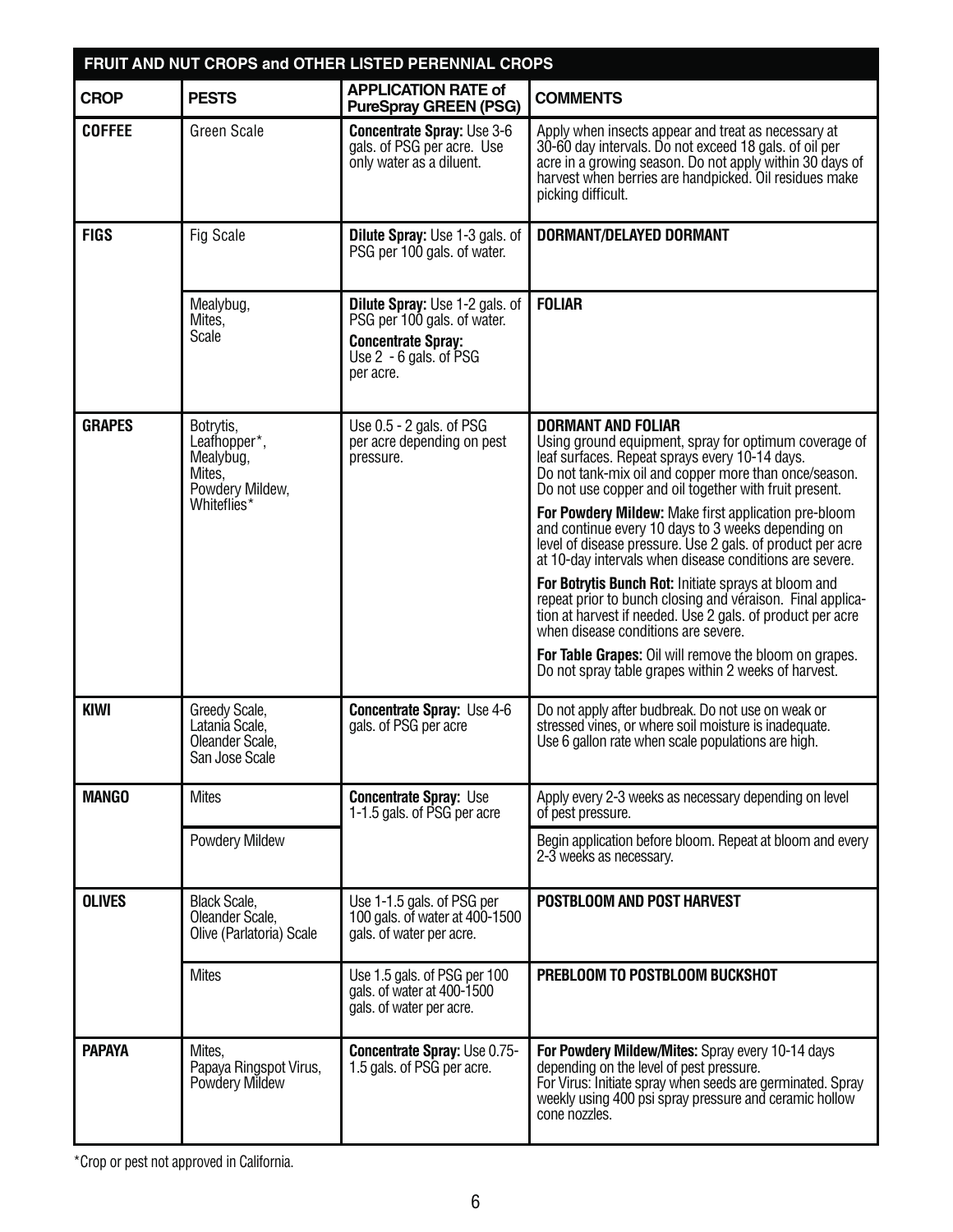| FRUIT AND NUT CROPS and OTHER LISTED PERENNIAL CROPS | | | |
|---|---|---|---|
| **CROP** | **PESTS** | **APPLICATION RATE of PureSpray GREEN (PSG)** | **COMMENTS** |
| **COFFEE** | Green Scale | **Concentrate Spray:** Use 3-6 gals. of PSG per acre. Use only water as a diluent. | Apply when insects appear and treat as necessary at 30-60 day intervals. Do not exceed 18 gals. of oil per acre in a growing season. Do not apply within 30 days of harvest when berries are handpicked. Oil residues make picking difficult. |
| **FIGS** | Fig Scale | **Dilute Spray:** Use 1-3 gals. of PSG per 100 gals. of water. | **DORMANT/DELAYED DORMANT** |
| | Mealybug, Mites, Scale | **Dilute Spray:** Use 1-2 gals. of PSG per 100 gals. of water. **Concentrate Spray:** Use 2 - 6 gals. of PSG per acre. | **FOLIAR** |
| **GRAPES** | Botrytis, Leafhopper*, Mealybug, Mites, Powdery Mildew, Whiteflies* | Use 0.5 - 2 gals. of PSG per acre depending on pest pressure. | **DORMANT AND FOLIAR** Using ground equipment, spray for optimum coverage of leaf surfaces. Repeat sprays every 10-14 days. Do not tank-mix oil and copper more than once/season. Do not use copper and oil together with fruit present. **For Powdery Mildew:** Make first application pre-bloom and continue every 10 days to 3 weeks depending on level of disease pressure. Use 2 gals. of product per acre at 10-day intervals when disease conditions are severe. **For Botrytis Bunch Rot:** Initiate sprays at bloom and repeat prior to bunch closing and véraison. Final application at harvest if needed. Use 2 gals. of product per acre when disease conditions are severe. **For Table Grapes:** Oil will remove the bloom on grapes. Do not spray table grapes within 2 weeks of harvest. |
| **KIWI** | Greedy Scale, Latania Scale, Oleander Scale, San Jose Scale | **Concentrate Spray:** Use 4-6 gals. of PSG per acre | Do not apply after budbreak. Do not use on weak or stressed vines, or where soil moisture is inadequate. Use 6 gallon rate when scale populations are high. |
| **MANGO** | Mites | **Concentrate Spray:** Use 1-1.5 gals. of PSG per acre | Apply every 2-3 weeks as necessary depending on level of pest pressure. |
| | Powdery Mildew | | Begin application before bloom. Repeat at bloom and every 2-3 weeks as necessary. |
| **OLIVES** | Black Scale, Oleander Scale, Olive (Parlatoria) Scale | Use 1-1.5 gals. of PSG per 100 gals. of water at 400-1500 gals. of water per acre. | **POSTBLOOM AND POST HARVEST** |
| | Mites | Use 1.5 gals. of PSG per 100 gals. of water at 400-1500 gals. of water per acre. | **PREBLOOM TO POSTBLOOM BUCKSHOT** |
| **PAPAYA** | Mites, Papaya Ringspot Virus, Powdery Mildew | **Concentrate Spray:** Use 0.75-1.5 gals. of PSG per acre. | **For Powdery Mildew/Mites:** Spray every 10-14 days depending on the level of pest pressure. For Virus: Initiate spray when seeds are germinated. Spray weekly using 400 psi spray pressure and ceramic hollow cone nozzles. |

*Crop or pest not approved in California.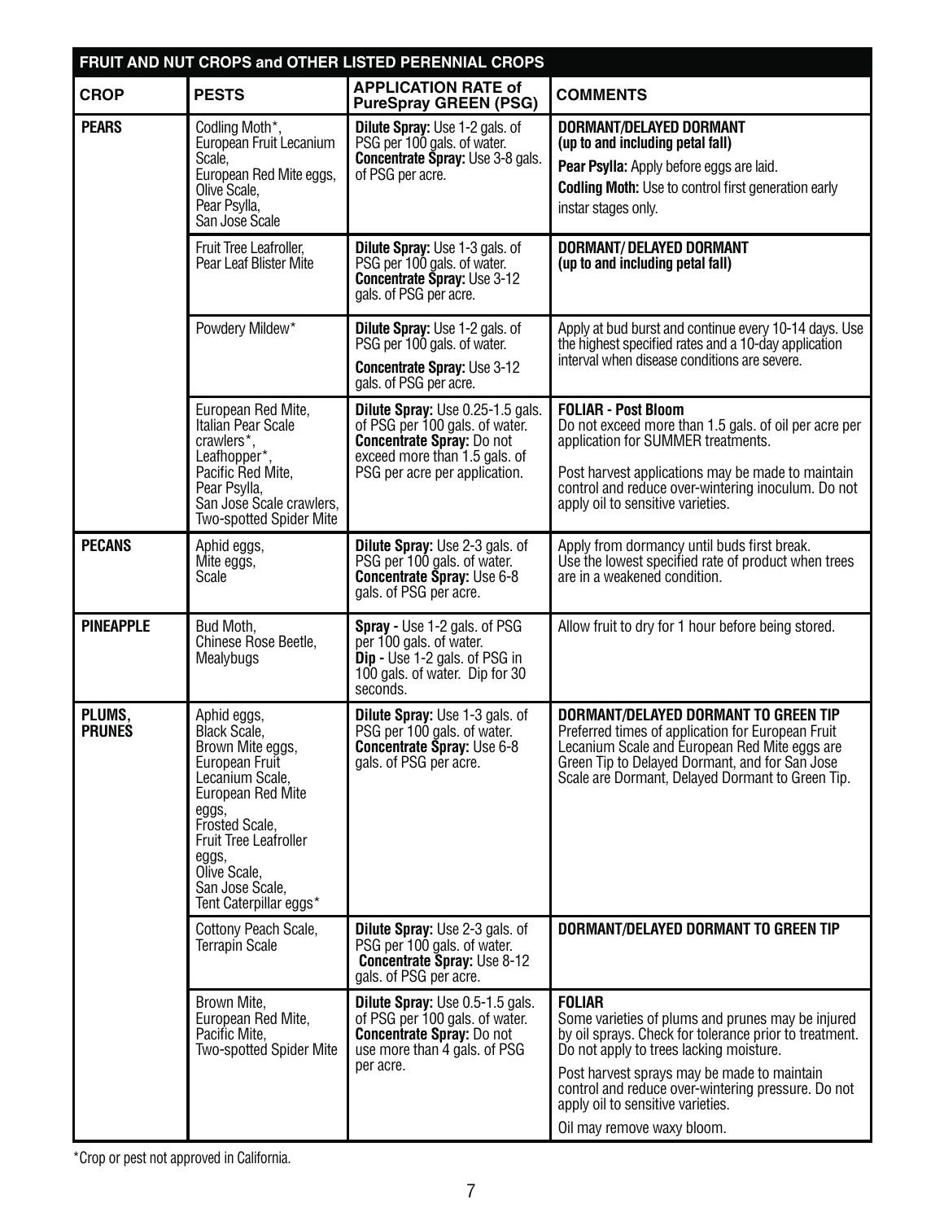| FRUIT AND NUT CROPS and OTHER LISTED PERENNIAL CROPS | | | |
|---|---|---|---|
| **CROP** | **PESTS** | **APPLICATION RATE of PureSpray GREEN (PSG)** | **COMMENTS** |
| **PEARS** | Codling Moth*, European Fruit Lecanium Scale, European Red Mite eggs, Olive Scale, Pear Psylla, San Jose Scale | **Dilute Spray:** Use 1-2 gals. of PSG per 100 gals. of water. **Concentrate Spray:** Use 3-8 gals. of PSG per acre. | **DORMANT/DELAYED DORMANT (up to and including petal fall)** **Pear Psylla:** Apply before eggs are laid. **Codling Moth:** Use to control first generation early instar stages only. |
| | Fruit Tree Leafroller, Pear Leaf Blister Mite | **Dilute Spray:** Use 1-3 gals. of PSG per 100 gals. of water. **Concentrate Spray:** Use 3-12 gals. of PSG per acre. | **DORMANT/ DELAYED DORMANT (up to and including petal fall)** |
| | Powdery Mildew* | **Dilute Spray:** Use 1-2 gals. of PSG per 100 gals. of water. **Concentrate Spray:** Use 3-12 gals. of PSG per acre. | Apply at bud burst and continue every 10-14 days. Use the highest specified rates and a 10-day application interval when disease conditions are severe. |
| | European Red Mite, Italian Pear Scale crawlers*, Leafhopper*, Pacific Red Mite, Pear Psylla, San Jose Scale crawlers, Two-spotted Spider Mite | **Dilute Spray:** Use 0.25-1.5 gals. of PSG per 100 gals. of water. **Concentrate Spray:** Do not exceed more than 1.5 gals. of PSG per acre per application. | **FOLIAR - Post Bloom** Do not exceed more than 1.5 gals. of oil per acre per application for SUMMER treatments. Post harvest applications may be made to maintain control and reduce over-wintering inoculum. Do not apply oil to sensitive varieties. |
| **PECANS** | Aphid eggs, Mite eggs, Scale | **Dilute Spray:** Use 2-3 gals. of PSG per 100 gals. of water. **Concentrate Spray:** Use 6-8 gals. of PSG per acre. | Apply from dormancy until buds first break. Use the lowest specified rate of product when trees are in a weakened condition. |
| **PINEAPPLE** | Bud Moth, Chinese Rose Beetle, Mealybugs | **Spray -** Use 1-2 gals. of PSG per 100 gals. of water. **Dip -** Use 1-2 gals. of PSG in 100 gals. of water. Dip for 30 seconds. | Allow fruit to dry for 1 hour before being stored. |
| **PLUMS, PRUNES** | Aphid eggs, Black Scale, Brown Mite eggs, European Fruit Lecanium Scale, European Red Mite eggs, Frosted Scale, Fruit Tree Leafroller eggs, Olive Scale, San Jose Scale, Tent Caterpillar eggs* | **Dilute Spray:** Use 1-3 gals. of PSG per 100 gals. of water. **Concentrate Spray:** Use 6-8 gals. of PSG per acre. | **DORMANT/DELAYED DORMANT TO GREEN TIP** Preferred times of application for European Fruit Lecanium Scale and European Red Mite eggs are Green Tip to Delayed Dormant, and for San Jose Scale are Dormant, Delayed Dormant to Green Tip. |
| | Cottony Peach Scale, Terrapin Scale | **Dilute Spray:** Use 2-3 gals. of PSG per 100 gals. of water. **Concentrate Spray:** Use 8-12 gals. of PSG per acre. | **DORMANT/DELAYED DORMANT TO GREEN TIP** |
| | Brown Mite, European Red Mite, Pacific Mite, Two-spotted Spider Mite | **Dilute Spray:** Use 0.5-1.5 gals. of PSG per 100 gals. of water. **Concentrate Spray:** Do not use more than 4 gals. of PSG per acre. | **FOLIAR** Some varieties of plums and prunes may be injured by oil sprays. Check for tolerance prior to treatment. Do not apply to trees lacking moisture. Post harvest sprays may be made to maintain control and reduce over-wintering pressure. Do not apply oil to sensitive varieties. Oil may remove waxy bloom. |

*Crop or pest not approved in California.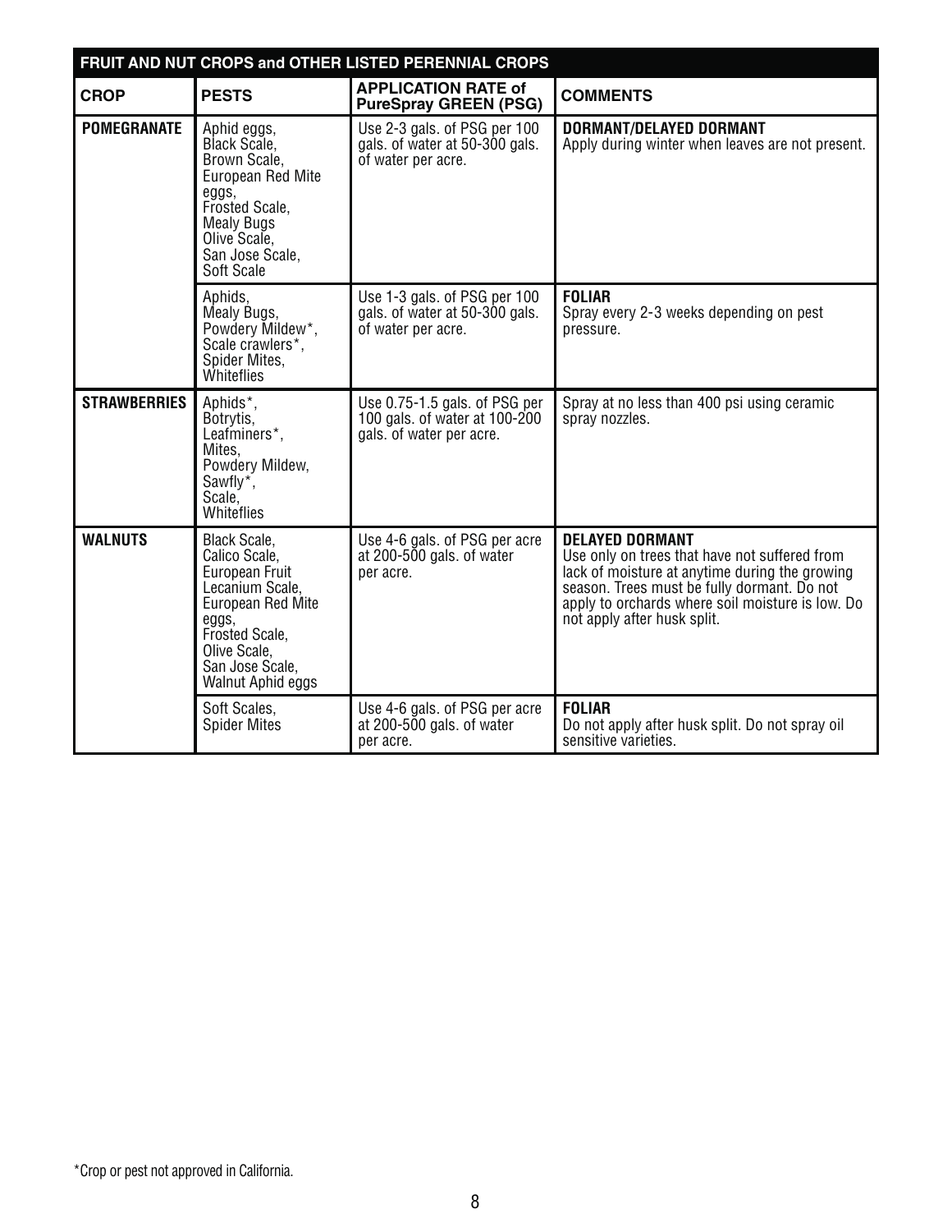| FRUIT AND NUT CROPS and OTHER LISTED PERENNIAL CROPS | | | |
|---|---|---|---|
| **CROP** | **PESTS** | **APPLICATION RATE of PureSpray GREEN (PSG)** | **COMMENTS** |
| **POMEGRANATE** | Aphid eggs, Black Scale, Brown Scale, European Red Mite eggs, Frosted Scale, Mealy Bugs Olive Scale, San Jose Scale, Soft Scale | Use 2-3 gals. of PSG per 100 gals. of water at 50-300 gals. of water per acre. | **DORMANT/DELAYED DORMANT** Apply during winter when leaves are not present. |
| | Aphids, Mealy Bugs, Powdery Mildew*, Scale crawlers*, Spider Mites, Whiteflies | Use 1-3 gals. of PSG per 100 gals. of water at 50-300 gals. of water per acre. | **FOLIAR** Spray every 2-3 weeks depending on pest pressure. |
| **STRAWBERRIES** | Aphids*, Botrytis, Leafminers*, Mites, Powdery Mildew, Sawfly*, Scale, Whiteflies | Use 0.75-1.5 gals. of PSG per 100 gals. of water at 100-200 gals. of water per acre. | Spray at no less than 400 psi using ceramic spray nozzles. |
| **WALNUTS** | Black Scale, Calico Scale, European Fruit Lecanium Scale, European Red Mite eggs, Frosted Scale, Olive Scale, San Jose Scale, Walnut Aphid eggs | Use 4-6 gals. of PSG per acre at 200-500 gals. of water per acre. | **DELAYED DORMANT** Use only on trees that have not suffered from lack of moisture at anytime during the growing season. Trees must be fully dormant. Do not apply to orchards where soil moisture is low. Do not apply after husk split. |
| | Soft Scales, Spider Mites | Use 4-6 gals. of PSG per acre at 200-500 gals. of water per acre. | **FOLIAR** Do not apply after husk split. Do not spray oil sensitive varieties. |

*Crop or pest not approved in California.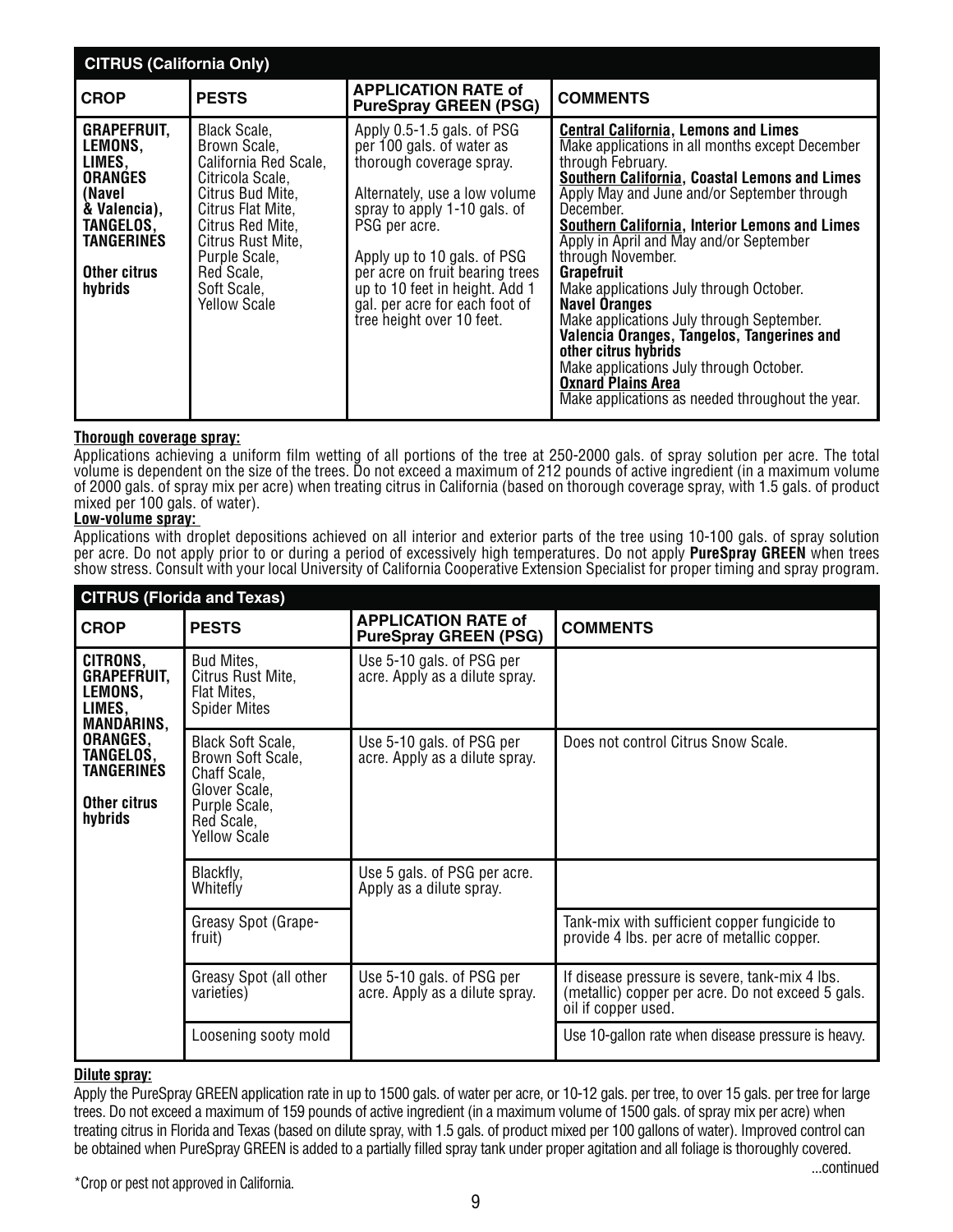| CITRUS (California Only) | | | |
|---|---|---|---|
| **CROP** | **PESTS** | **APPLICATION RATE of PureSpray GREEN (PSG)** | **COMMENTS** |
| **GRAPEFRUIT, LEMONS, LIMES, ORANGES (Navel & Valencia), TANGELOS, TANGERINES**<br><br>**Other citrus hybrids** | Black Scale, Brown Scale, California Red Scale, Citricola Scale, Citrus Bud Mite, Citrus Flat Mite, Citrus Red Mite, Citrus Rust Mite, Purple Scale, Red Scale, Soft Scale, Yellow Scale | Apply 0.5-1.5 gals. of PSG per 100 gals. of water as thorough coverage spray.<br><br>Alternately, use a low volume spray to apply 1-10 gals. of PSG per acre.<br><br>Apply up to 10 gals. of PSG per acre on fruit bearing trees up to 10 feet in height. Add 1 gal. per acre for each foot of tree height over 10 feet. | **Central California, Lemons and Limes**<br>Make applications in all months except December through February.<br>**Southern California, Coastal Lemons and Limes**<br>Apply May and June and/or September through December.<br>**Southern California, Interior Lemons and Limes**<br>Apply in April and May and/or September through November.<br>**Grapefruit**<br>Make applications July through October.<br>**Navel Oranges**<br>Make applications July through September.<br>**Valencia Oranges, Tangelos, Tangerines and other citrus hybrids**<br>Make applications July through October.<br>**Oxnard Plains Area**<br>Make applications as needed throughout the year. |

**Thorough coverage spray:**
Applications achieving a uniform film wetting of all portions of the tree at 250-2000 gals. of spray solution per acre. The total volume is dependent on the size of the trees. Do not exceed a maximum of 212 pounds of active ingredient (in a maximum volume of 2000 gals. of spray mix per acre) when treating citrus in California (based on thorough coverage spray, with 1.5 gals. of product mixed per 100 gals. of water).

**Low-volume spray:**
Applications with droplet depositions achieved on all interior and exterior parts of the tree using 10-100 gals. of spray solution per acre. Do not apply prior to or during a period of excessively high temperatures. Do not apply **PureSpray GREEN** when trees show stress. Consult with your local University of California Cooperative Extension Specialist for proper timing and spray program.

| CITRUS (Florida and Texas) | | | |
|---|---|---|---|
| **CROP** | **PESTS** | **APPLICATION RATE of PureSpray GREEN (PSG)** | **COMMENTS** |
| **CITRONS, GRAPEFRUIT, LEMONS, LIMES, MANDARINS, ORANGES, TANGELOS, TANGERINES**<br><br>**Other citrus hybrids** | Bud Mites, Citrus Rust Mite, Flat Mites, Spider Mites | Use 5-10 gals. of PSG per acre. Apply as a dilute spray. | |
| | Black Soft Scale, Brown Soft Scale, Chaff Scale, Glover Scale, Purple Scale, Red Scale, Yellow Scale | Use 5-10 gals. of PSG per acre. Apply as a dilute spray. | Does not control Citrus Snow Scale. |
| | Blackfly, Whitefly | Use 5 gals. of PSG per acre. Apply as a dilute spray. | |
| | Greasy Spot (Grapefruit) | | Tank-mix with sufficient copper fungicide to provide 4 lbs. per acre of metallic copper. |
| | Greasy Spot (all other varieties) | Use 5-10 gals. of PSG per acre. Apply as a dilute spray. | If disease pressure is severe, tank-mix 4 lbs. (metallic) copper per acre. Do not exceed 5 gals. oil if copper used. |
| | Loosening sooty mold | | Use 10-gallon rate when disease pressure is heavy. |

**Dilute spray:**
Apply the PureSpray GREEN application rate in up to 1500 gals. of water per acre, or 10-12 gals. per tree, to over 15 gals. per tree for large trees. Do not exceed a maximum of 159 pounds of active ingredient (in a maximum volume of 1500 gals. of spray mix per acre) when treating citrus in Florida and Texas (based on dilute spray, with 1.5 gals. of product mixed per 100 gallons of water). Improved control can be obtained when PureSpray GREEN is added to a partially filled spray tank under proper agitation and all foliage is thoroughly covered.

...continued

*Crop or pest not approved in California.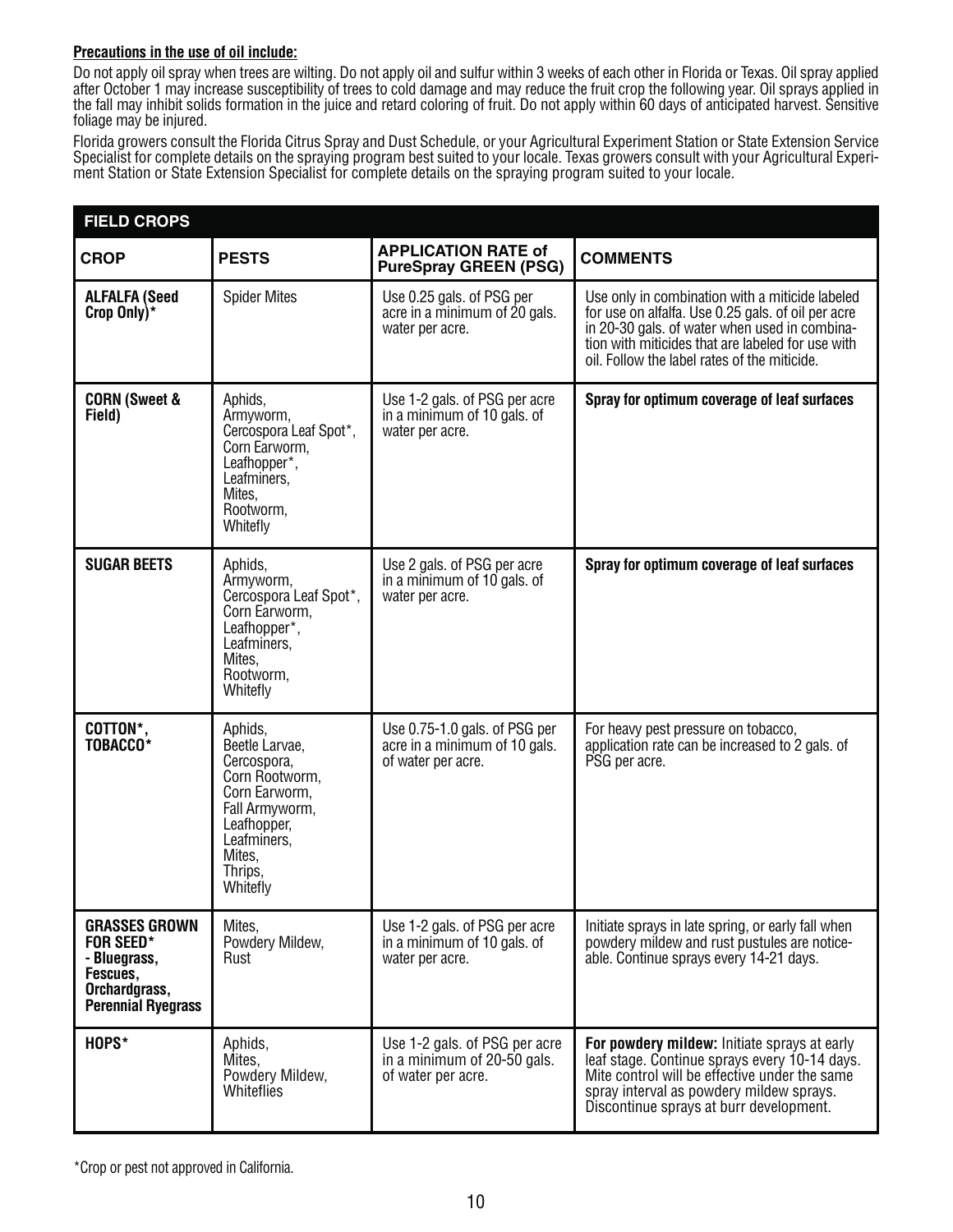**Precautions in the use of oil include:**

Do not apply oil spray when trees are wilting. Do not apply oil and sulfur within 3 weeks of each other in Florida or Texas. Oil spray applied after October 1 may increase susceptibility of trees to cold damage and may reduce the fruit crop the following year. Oil sprays applied in the fall may inhibit solids formation in the juice and retard coloring of fruit. Do not apply within 60 days of anticipated harvest. Sensitive foliage may be injured.

Florida growers consult the Florida Citrus Spray and Dust Schedule, or your Agricultural Experiment Station or State Extension Service Specialist for complete details on the spraying program best suited to your locale. Texas growers consult with your Agricultural Experiment Station or State Extension Specialist for complete details on the spraying program suited to your locale.

| FIELD CROPS | | | |
|---|---|---|---|
| **CROP** | **PESTS** | **APPLICATION RATE of PureSpray GREEN (PSG)** | **COMMENTS** |
| **ALFALFA (Seed Crop Only)*** | Spider Mites | Use 0.25 gals. of PSG per acre in a minimum of 20 gals. water per acre. | Use only in combination with a miticide labeled for use on alfalfa. Use 0.25 gals. of oil per acre in 20-30 gals. of water when used in combination with miticides that are labeled for use with oil. Follow the label rates of the miticide. |
| **CORN (Sweet & Field)** | Aphids, Armyworm, Cercospora Leaf Spot*, Corn Earworm, Leafhopper*, Leafminers, Mites, Rootworm, Whitefly | Use 1-2 gals. of PSG per acre in a minimum of 10 gals. of water per acre. | **Spray for optimum coverage of leaf surfaces** |
| **SUGAR BEETS** | Aphids, Armyworm, Cercospora Leaf Spot*, Corn Earworm, Leafhopper*, Leafminers, Mites, Rootworm, Whitefly | Use 2 gals. of PSG per acre in a minimum of 10 gals. of water per acre. | **Spray for optimum coverage of leaf surfaces** |
| **COTTON*, TOBACCO*** | Aphids, Beetle Larvae, Cercospora, Corn Rootworm, Corn Earworm, Fall Armyworm, Leafhopper, Leafminers, Mites, Thrips, Whitefly | Use 0.75-1.0 gals. of PSG per acre in a minimum of 10 gals. of water per acre. | For heavy pest pressure on tobacco, application rate can be increased to 2 gals. of PSG per acre. |
| **GRASSES GROWN FOR SEED* - Bluegrass, Fescues, Orchardgrass, Perennial Ryegrass** | Mites, Powdery Mildew, Rust | Use 1-2 gals. of PSG per acre in a minimum of 10 gals. of water per acre. | Initiate sprays in late spring, or early fall when powdery mildew and rust pustules are noticeable. Continue sprays every 14-21 days. |
| **HOPS*** | Aphids, Mites, Powdery Mildew, Whiteflies | Use 1-2 gals. of PSG per acre in a minimum of 20-50 gals. of water per acre. | **For powdery mildew:** Initiate sprays at early leaf stage. Continue sprays every 10-14 days. Mite control will be effective under the same spray interval as powdery mildew sprays. Discontinue sprays at burr development. |

*Crop or pest not approved in California.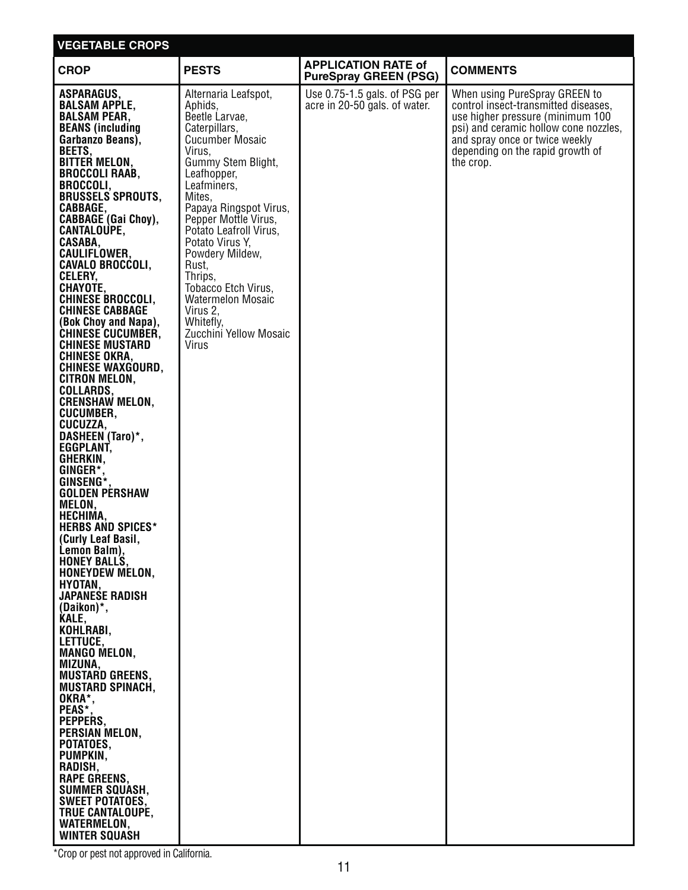| VEGETABLE CROPS | | | |
|---|---|---|---|
| **CROP** | **PESTS** | **APPLICATION RATE of PureSpray GREEN (PSG)** | **COMMENTS** |
| **ASPARAGUS, BALSAM APPLE, BALSAM PEAR, BEANS (including Garbanzo Beans), BEETS, BITTER MELON, BROCCOLI RAAB, BROCCOLI, BRUSSELS SPROUTS, CABBAGE, CABBAGE (Gai Choy), CANTALOUPE, CASABA, CAULIFLOWER, CAVALO BROCCOLI, CELERY, CHAYOTE, CHINESE BROCCOLI, CHINESE CABBAGE (Bok Choy and Napa), CHINESE CUCUMBER, CHINESE MUSTARD CHINESE OKRA, CHINESE WAXGOURD, CITRON MELON, COLLARDS, CRENSHAW MELON, CUCUMBER, CUCUZZA, DASHEEN (Taro)*, EGGPLANT, GHERKIN, GINGER*, GINSENG*, GOLDEN PERSHAW MELON, HECHIMA, HERBS AND SPICES* (Curly Leaf Basil, Lemon Balm), HONEY BALLS, HONEYDEW MELON, HYOTAN, JAPANESE RADISH (Daikon)*, KALE, KOHLRABI, LETTUCE, MANGO MELON, MIZUNA, MUSTARD GREENS, MUSTARD SPINACH, OKRA*, PEAS*, PEPPERS, PERSIAN MELON, POTATOES, PUMPKIN, RADISH, RAPE GREENS, SUMMER SQUASH, SWEET POTATOES, TRUE CANTALOUPE, WATERMELON, WINTER SQUASH** | Alternaria Leafspot, Aphids, Beetle Larvae, Caterpillars, Cucumber Mosaic Virus, Gummy Stem Blight, Leafhopper, Leafminers, Mites, Papaya Ringspot Virus, Pepper Mottle Virus, Potato Leafroll Virus, Potato Virus Y, Powdery Mildew, Rust, Thrips, Tobacco Etch Virus, Watermelon Mosaic Virus 2, Whitefly, Zucchini Yellow Mosaic Virus | Use 0.75-1.5 gals. of PSG per acre in 20-50 gals. of water. | When using PureSpray GREEN to control insect-transmitted diseases, use higher pressure (minimum 100 psi) and ceramic hollow cone nozzles, and spray once or twice weekly depending on the rapid growth of the crop. |

*Crop or pest not approved in California.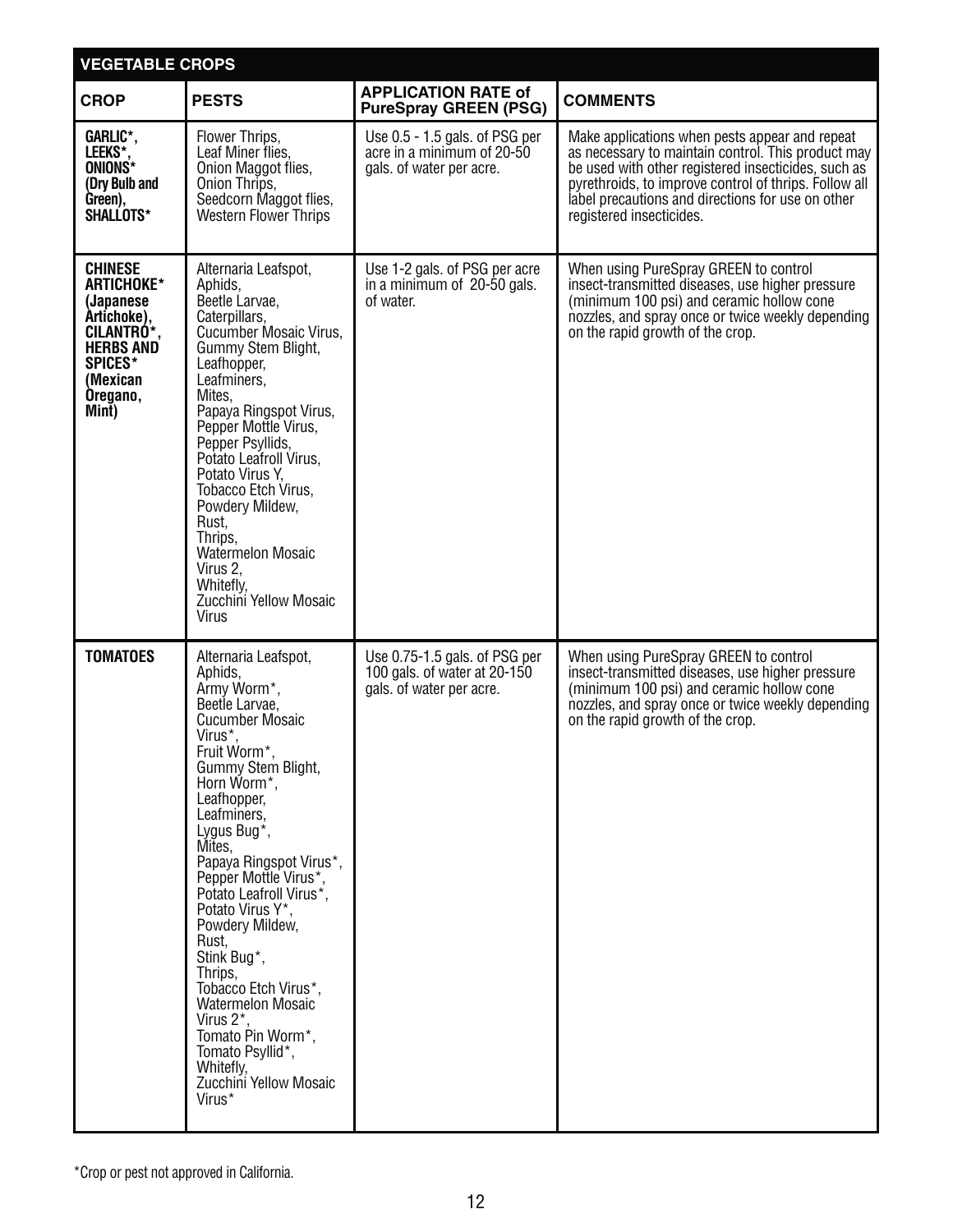| VEGETABLE CROPS | | | |
|---|---|---|---|
| **CROP** | **PESTS** | **APPLICATION RATE of PureSpray GREEN (PSG)** | **COMMENTS** |
| **GARLIC*, LEEKS*, ONIONS* (Dry Bulb and Green), SHALLOTS*** | Flower Thrips, Leaf Miner flies, Onion Maggot flies, Onion Thrips, Seedcorn Maggot flies, Western Flower Thrips | Use 0.5 - 1.5 gals. of PSG per acre in a minimum of 20-50 gals. of water per acre. | Make applications when pests appear and repeat as necessary to maintain control. This product may be used with other registered insecticides, such as pyrethroids, to improve control of thrips. Follow all label precautions and directions for use on other registered insecticides. |
| **CHINESE ARTICHOKE* (Japanese Artichoke), CILANTRO*, HERBS AND SPICES* (Mexican Oregano, Mint)** | Alternaria Leafspot, Aphids, Beetle Larvae, Caterpillars, Cucumber Mosaic Virus, Gummy Stem Blight, Leafhopper, Leafminers, Mites, Papaya Ringspot Virus, Pepper Mottle Virus, Pepper Psyllids, Potato Leafroll Virus, Potato Virus Y, Tobacco Etch Virus, Powdery Mildew, Rust, Thrips, Watermelon Mosaic Virus 2, Whitefly, Zucchini Yellow Mosaic Virus | Use 1-2 gals. of PSG per acre in a minimum of 20-50 gals. of water. | When using PureSpray GREEN to control insect-transmitted diseases, use higher pressure (minimum 100 psi) and ceramic hollow cone nozzles, and spray once or twice weekly depending on the rapid growth of the crop. |
| **TOMATOES** | Alternaria Leafspot, Aphids, Army Worm*, Beetle Larvae, Cucumber Mosaic Virus*, Fruit Worm*, Gummy Stem Blight, Horn Worm*, Leafhopper, Leafminers, Lygus Bug*, Mites, Papaya Ringspot Virus*, Pepper Mottle Virus*, Potato Leafroll Virus*, Potato Virus Y*, Powdery Mildew, Rust, Stink Bug*, Thrips, Tobacco Etch Virus*, Watermelon Mosaic Virus 2*, Tomato Pin Worm*, Tomato Psyllid*, Whitefly, Zucchini Yellow Mosaic Virus* | Use 0.75-1.5 gals. of PSG per 100 gals. of water at 20-150 gals. of water per acre. | When using PureSpray GREEN to control insect-transmitted diseases, use higher pressure (minimum 100 psi) and ceramic hollow cone nozzles, and spray once or twice weekly depending on the rapid growth of the crop. |

*Crop or pest not approved in California.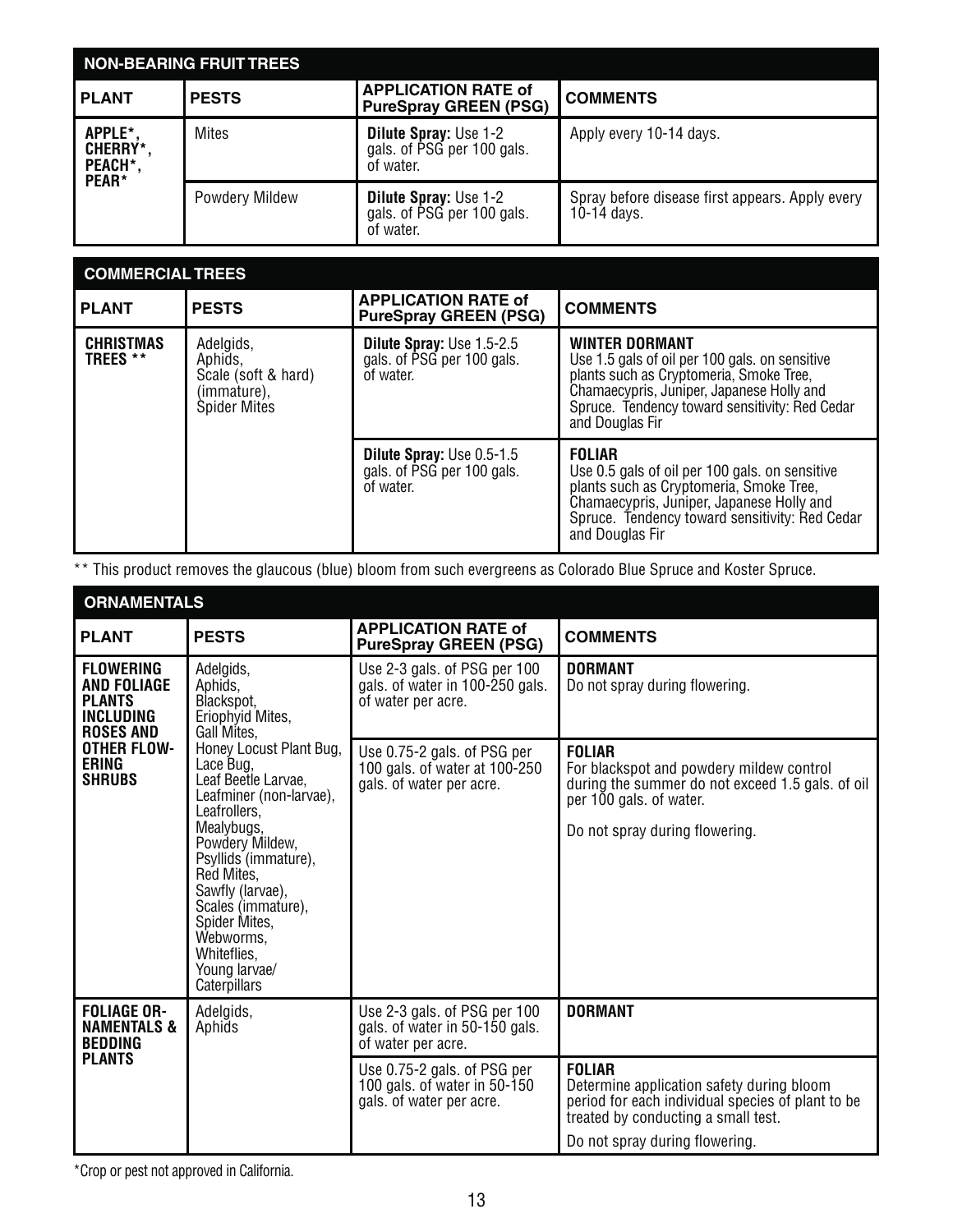## NON-BEARING FRUIT TREES

| PLANT | PESTS | APPLICATION RATE of PureSpray GREEN (PSG) | COMMENTS |
|---|---|---|---|
| APPLE*, CHERRY*, PEACH*, PEAR* | Mites | **Dilute Spray:** Use 1-2 gals. of PSG per 100 gals. of water. | Apply every 10-14 days. |
| | Powdery Mildew | **Dilute Spray:** Use 1-2 gals. of PSG per 100 gals. of water. | Spray before disease first appears. Apply every 10-14 days. |

## COMMERCIAL TREES

| PLANT | PESTS | APPLICATION RATE of PureSpray GREEN (PSG) | COMMENTS |
|---|---|---|---|
| CHRISTMAS TREES ** | Adelgids, Aphids, Scale (soft & hard) (immature), Spider Mites | **Dilute Spray:** Use 1.5-2.5 gals. of PSG per 100 gals. of water. | **WINTER DORMANT** Use 1.5 gals of oil per 100 gals. on sensitive plants such as Cryptomeria, Smoke Tree, Chamaecypris, Juniper, Japanese Holly and Spruce. Tendency toward sensitivity: Red Cedar and Douglas Fir |
| | | **Dilute Spray:** Use 0.5-1.5 gals. of PSG per 100 gals. of water. | **FOLIAR** Use 0.5 gals of oil per 100 gals. on sensitive plants such as Cryptomeria, Smoke Tree, Chamaecypris, Juniper, Japanese Holly and Spruce. Tendency toward sensitivity: Red Cedar and Douglas Fir |

** This product removes the glaucous (blue) bloom from such evergreens as Colorado Blue Spruce and Koster Spruce.

## ORNAMENTALS

| PLANT | PESTS | APPLICATION RATE of PureSpray GREEN (PSG) | COMMENTS |
|---|---|---|---|
| FLOWERING AND FOLIAGE PLANTS INCLUDING ROSES AND OTHER FLOWERING SHRUBS | Adelgids, Aphids, Blackspot, Eriophyid Mites, Gall Mites, Honey Locust Plant Bug, Lace Bug, Leaf Beetle Larvae, Leafminer (non-larvae), Leafrollers, Mealybugs, Powdery Mildew, Psyllids (immature), Red Mites, Sawfly (larvae), Scales (immature), Spider Mites, Webworms, Whiteflies, Young larvae/ Caterpillars | Use 2-3 gals. of PSG per 100 gals. of water in 100-250 gals. of water per acre. | **DORMANT** Do not spray during flowering. |
| | | Use 0.75-2 gals. of PSG per 100 gals. of water at 100-250 gals. of water per acre. | **FOLIAR** For blackspot and powdery mildew control during the summer do not exceed 1.5 gals. of oil per 100 gals. of water. Do not spray during flowering. |
| FOLIAGE ORNAMENTALS & BEDDING PLANTS | Adelgids, Aphids | Use 2-3 gals. of PSG per 100 gals. of water in 50-150 gals. of water per acre. | **DORMANT** |
| | | Use 0.75-2 gals. of PSG per 100 gals. of water in 50-150 gals. of water per acre. | **FOLIAR** Determine application safety during bloom period for each individual species of plant to be treated by conducting a small test. Do not spray during flowering. |

*Crop or pest not approved in California.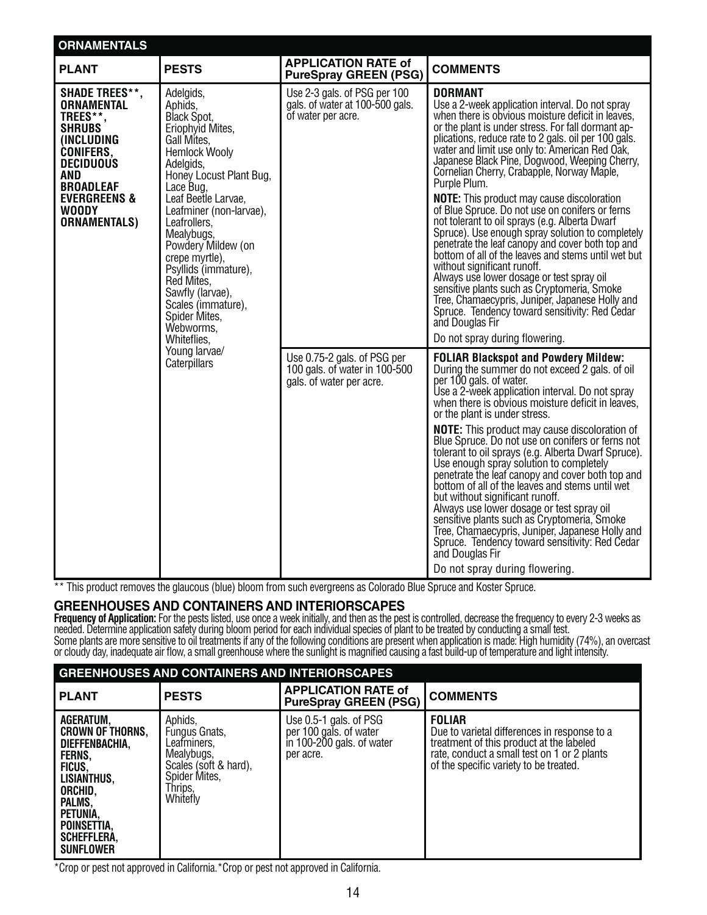| ORNAMENTALS | | | |
|---|---|---|---|
| **PLANT** | **PESTS** | **APPLICATION RATE of PureSpray GREEN (PSG)** | **COMMENTS** |
| **SHADE TREES\*\*, ORNAMENTAL TREES\*\*, SHRUBS (INCLUDING CONIFERS, DECIDUOUS AND BROADLEAF EVERGREENS & WOODY ORNAMENTALS)** | Adelgids, Aphids, Black Spot, Eriophyid Mites, Gall Mites, Hemlock Wooly Adelgids, Honey Locust Plant Bug, Lace Bug, Leaf Beetle Larvae, Leafminer (non-larvae), Leafrollers, Mealybugs, Powdery Mildew (on crepe myrtle), Psyllids (immature), Red Mites, Sawfly (larvae), Scales (immature), Spider Mites, Webworms, Whiteflies, Young larvae/ Caterpillars | Use 2-3 gals. of PSG per 100 gals. of water at 100-500 gals. of water per acre. | **DORMANT** Use a 2-week application interval. Do not spray when there is obvious moisture deficit in leaves, or the plant is under stress. For fall dormant applications, reduce rate to 2 gals. oil per 100 gals. water and limit use only to: American Red Oak, Japanese Black Pine, Dogwood, Weeping Cherry, Cornelian Cherry, Crabapple, Norway Maple, Purple Plum.<br>**NOTE:** This product may cause discoloration of Blue Spruce. Do not use on conifers or ferns not tolerant to oil sprays (e.g. Alberta Dwarf Spruce). Use enough spray solution to completely penetrate the leaf canopy and cover both top and bottom of all of the leaves and stems until wet but without significant runoff. Always use lower dosage or test spray oil sensitive plants such as Cryptomeria, Smoke Tree, Chamaecypris, Juniper, Japanese Holly and Spruce. Tendency toward sensitivity: Red Cedar and Douglas Fir<br>Do not spray during flowering. |
| | | Use 0.75-2 gals. of PSG per 100 gals. of water in 100-500 gals. of water per acre. | **FOLIAR Blackspot and Powdery Mildew:** During the summer do not exceed 2 gals. of oil per 100 gals. of water. Use a 2-week application interval. Do not spray when there is obvious moisture deficit in leaves, or the plant is under stress.<br>**NOTE:** This product may cause discoloration of Blue Spruce. Do not use on conifers or ferns not tolerant to oil sprays (e.g. Alberta Dwarf Spruce). Use enough spray solution to completely penetrate the leaf canopy and cover both top and bottom of all of the leaves and stems until wet but without significant runoff. Always use lower dosage or test spray oil sensitive plants such as Cryptomeria, Smoke Tree, Chamaecypris, Juniper, Japanese Holly and Spruce. Tendency toward sensitivity: Red Cedar and Douglas Fir<br>Do not spray during flowering. |

\*\* This product removes the glaucous (blue) bloom from such evergreens as Colorado Blue Spruce and Koster Spruce.

## GREENHOUSES AND CONTAINERS AND INTERIORSCAPES

**Frequency of Application:** For the pests listed, use once a week initially, and then as the pest is controlled, decrease the frequency to every 2-3 weeks as needed. Determine application safety during bloom period for each individual species of plant to be treated by conducting a small test.
Some plants are more sensitive to oil treatments if any of the following conditions are present when application is made: High humidity (74%), an overcast or cloudy day, inadequate air flow, a small greenhouse where the sunlight is magnified causing a fast build-up of temperature and light intensity.

| GREENHOUSES AND CONTAINERS AND INTERIORSCAPES | | | |
|---|---|---|---|
| **PLANT** | **PESTS** | **APPLICATION RATE of PureSpray GREEN (PSG)** | **COMMENTS** |
| **AGERATUM, CROWN OF THORNS, DIEFFENBACHIA, FERNS, FICUS, LISIANTHUS, ORCHID, PALMS, PETUNIA, POINSETTIA, SCHEFFLERA, SUNFLOWER** | Aphids, Fungus Gnats, Leafminers, Mealybugs, Scales (soft & hard), Spider Mites, Thrips, Whitefly | Use 0.5-1 gals. of PSG per 100 gals. of water in 100-200 gals. of water per acre. | **FOLIAR** Due to varietal differences in response to a treatment of this product at the labeled rate, conduct a small test on 1 or 2 plants of the specific variety to be treated. |

\*Crop or pest not approved in California.\*Crop or pest not approved in California.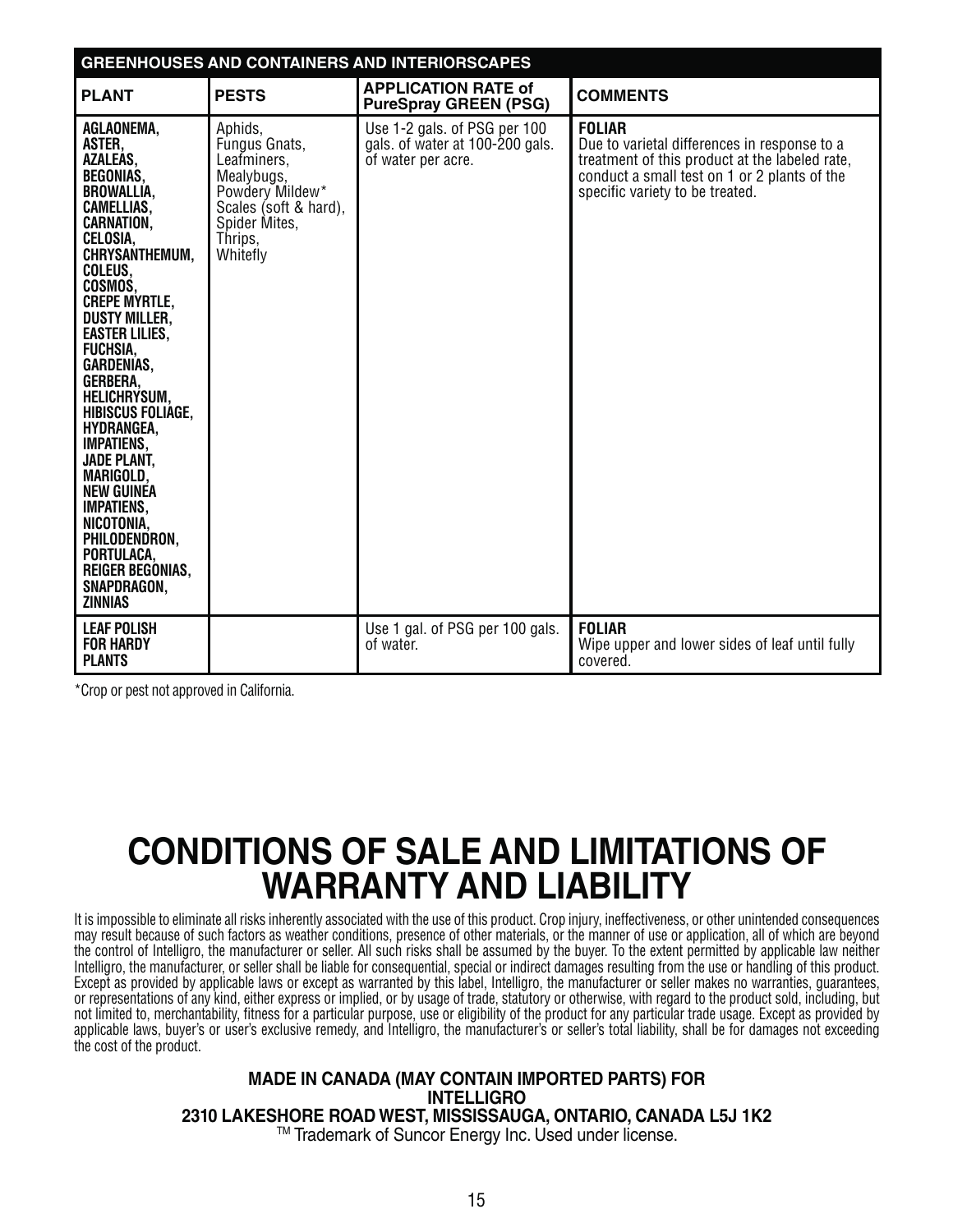| GREENHOUSES AND CONTAINERS AND INTERIORSCAPES | | | |
|---|---|---|---|
| **PLANT** | **PESTS** | **APPLICATION RATE of PureSpray GREEN (PSG)** | **COMMENTS** |
| **AGLAONEMA, ASTER, AZALEAS, BEGONIAS, BROWALLIA, CAMELLIAS, CARNATION, CELOSIA, CHRYSANTHEMUM, COLEUS, COSMOS, CREPE MYRTLE, DUSTY MILLER, EASTER LILIES, FUCHSIA, GARDENIAS, GERBERA, HELICHRYSUM, HIBISCUS FOLIAGE, HYDRANGEA, IMPATIENS, JADE PLANT, MARIGOLD, NEW GUINEA IMPATIENS, NICOTONIA, PHILODENDRON, PORTULACA, REIGER BEGONIAS, SNAPDRAGON, ZINNIAS** | Aphids, Fungus Gnats, Leafminers, Mealybugs, Powdery Mildew*, Scales (soft & hard), Spider Mites, Thrips, Whitefly | Use 1-2 gals. of PSG per 100 gals. of water at 100-200 gals. of water per acre. | **FOLIAR** Due to varietal differences in response to a treatment of this product at the labeled rate, conduct a small test on 1 or 2 plants of the specific variety to be treated. |
| **LEAF POLISH FOR HARDY PLANTS** | | Use 1 gal. of PSG per 100 gals. of water. | **FOLIAR** Wipe upper and lower sides of leaf until fully covered. |

*Crop or pest not approved in California.

# CONDITIONS OF SALE AND LIMITATIONS OF WARRANTY AND LIABILITY

It is impossible to eliminate all risks inherently associated with the use of this product. Crop injury, ineffectiveness, or other unintended consequences may result because of such factors as weather conditions, presence of other materials, or the manner of use or application, all of which are beyond the control of Intelligro, the manufacturer or seller. All such risks shall be assumed by the buyer. To the extent permitted by applicable law neither Intelligro, the manufacturer, or seller shall be liable for consequential, special or indirect damages resulting from the use or handling of this product. Except as provided by applicable laws or except as warranted by this label, Intelligro, the manufacturer or seller makes no warranties, guarantees, or representations of any kind, either express or implied, or by usage of trade, statutory or otherwise, with regard to the product sold, including, but not limited to, merchantability, fitness for a particular purpose, use or eligibility of the product for any particular trade usage. Except as provided by applicable laws, buyer's or user's exclusive remedy, and Intelligro, the manufacturer's or seller's total liability, shall be for damages not exceeding the cost of the product.

**MADE IN CANADA (MAY CONTAIN IMPORTED PARTS) FOR**
**INTELLIGRO**
**2310 LAKESHORE ROAD WEST, MISSISSAUGA, ONTARIO, CANADA L5J 1K2**
TM Trademark of Suncor Energy Inc. Used under license.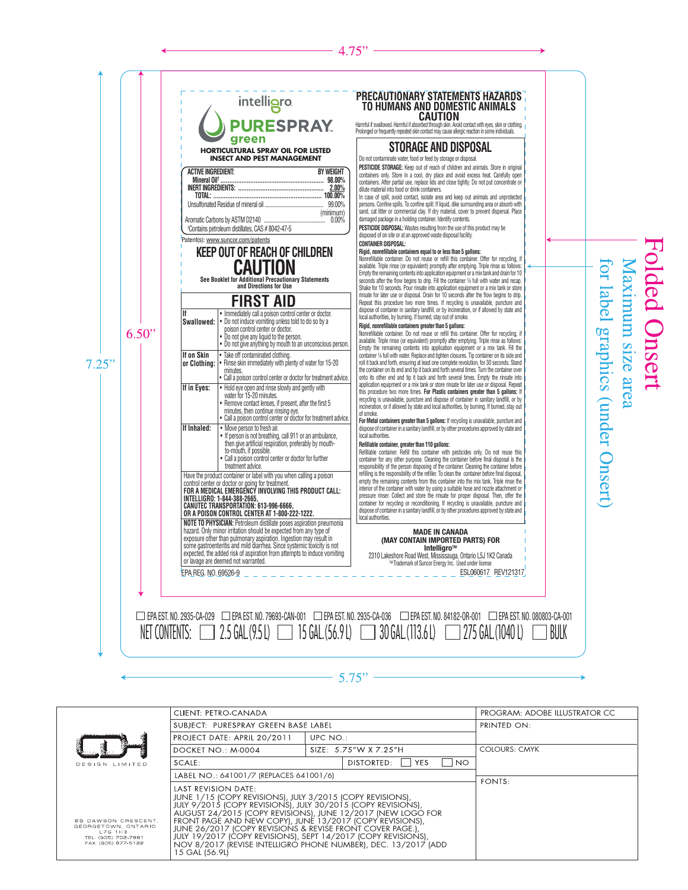4.75"

intelligro

# PURESPRAY green

**HORTICULTURAL SPRAY OIL FOR LISTED INSECT AND PEST MANAGEMENT**

| ACTIVE INGREDIENT: | BY WEIGHT |
|---|---|
| Mineral Oil† | 98.00% |
| INERT INGREDIENTS: | 2.00% |
| TOTAL: | 100.00% |
| Unsulfonated Residue of mineral oil | 99.00% (minimum) |
| Aromatic Carbons by ASTM D2140 | 0.00% |

†Contains petroleum distillates, CAS # 8042-47-5

Patent(s): www.suncor.com/patents

## KEEP OUT OF REACH OF CHILDREN

## CAUTION

**See Booklet for Additional Precautionary Statements and Directions for Use**

## FIRST AID

| | |
|---|---|
| **If Swallowed:** | • Immediately call a poison control center or doctor. • Do not induce vomiting unless told to do so by a poison control center or doctor. • Do not give any liquid to the person. • Do not give anything by mouth to an unconscious person. |
| **If on Skin or Clothing:** | • Take off contaminated clothing. • Rinse skin immediately with plenty of water for 15-20 minutes. • Call a poison control center or doctor for treatment advice. |
| **If in Eyes:** | • Hold eye open and rinse slowly and gently with water for 15-20 minutes. • Remove contact lenses, if present, after the first 5 minutes, then continue rinsing eye. • Call a poison control center or doctor for treatment advice. |
| **If Inhaled:** | • Move person to fresh air. • If person is not breathing, call 911 or an ambulance, then give artificial respiration, preferably by mouth-to-mouth, if possible. • Call a poison control center or doctor for further treatment advice. |

Have the product container or label with you when calling a poison control center or doctor or going for treatment.
**FOR A MEDICAL EMERGENCY INVOLVING THIS PRODUCT CALL: INTELLIGRO: 1-844-388-2665, CANUTEC TRANSPORTATION: 613-996-6666, OR A POISON CONTROL CENTER AT 1-800-222-1222.**

**NOTE TO PHYSICIAN:** Petroleum distillate poses aspiration pneumonia hazard. Only minor irritation should be expected from any type of exposure other than pulmonary aspiration. Ingestion may result in some gastroenteritis and mild diarrhea. Since systemic toxicity is not expected, the added risk of aspiration from attempts to induce vomiting or lavage are deemed not warranted.

EPA REG. NO. 69526-9

## PRECAUTIONARY STATEMENTS HAZARDS TO HUMANS AND DOMESTIC ANIMALS

### CAUTION

Harmful if swallowed. Harmful if absorbed through skin. Avoid contact with eyes, skin or clothing. Prolonged or frequently repeated skin contact may cause allergic reaction in some individuals.

## STORAGE AND DISPOSAL

Do not contaminate water, food or feed by storage or disposal.

**PESTICIDE STORAGE:** Keep out of reach of children and animals. Store in original containers only. Store in a cool, dry place and avoid excess heat. Carefully open containers. After partial use, replace lids and close tightly. Do not put concentrate or dilute material into food or drink containers.

In case of spill, avoid contact, isolate area and keep out animals and unprotected persons. Confine spills. To confine spill: If liquid, dike surrounding area or absorb with sand, cat litter or commercial clay. If dry material, cover to prevent dispersal. Place damaged package in a holding container. Identify contents.

**PESTICIDE DISPOSAL:** Wastes resulting from the use of this product may be disposed of on site or at an approved waste disposal facility.

**CONTAINER DISPOSAL:**

**Rigid, nonrefillable containers equal to or less than 5 gallons:**
Nonrefillable container. Do not reuse or refill this container. Offer for recycling, if available. Triple rinse (or equivalent) promptly after emptying. Triple rinse as follows: Empty the remaining contents into application equipment or a mix tank and drain for 10 seconds after the flow begins to drip. Fill the container ¼ full with water and recap. Shake for 10 seconds. Pour rinsate into application equipment or a mix tank or store rinsate for later use or disposal. Drain for 10 seconds after the flow begins to drip. Repeat this procedure two more times. If recycling is unavailable, puncture and dispose of container in sanitary landfill, or by incineration, or if allowed by state and local authorities, by burning. If burned, stay out of smoke.

**Rigid, nonrefillable containers greater than 5 gallons:**
Nonrefillable container. Do not reuse or refill this container. Offer for recycling, if available. Triple rinse (or equivalent) promptly after emptying. Triple rinse as follows: Empty the remaining contents into application equipment or a mix tank. Fill the container ¼ full with water. Replace and tighten closures. Tip container on its side and roll it back and forth, ensuring at least one complete revolution, for 30 seconds. Stand the container on its end and tip it back and forth several times. Turn the container over onto its other end and tip it back and forth several times. Empty the rinsate into application equipment or a mix tank or store rinsate for later use or disposal. Repeat this procedure two more times. **For Plastic containers greater than 5 gallons:** If recycling is unavailable, puncture and dispose of container in sanitary landfill, or by incineration, or if allowed by state and local authorities, by burning. If burned, stay out of smoke.
**For Metal containers greater than 5 gallons:** If recycling is unavailable, puncture and dispose of container in a sanitary landfill, or by other procedures approved by state and local authorities.

**Refillable container, greater than 110 gallons:**
Refillable container. Refill this container with pesticides only. Do not reuse this container for any other purpose. Cleaning the container before final disposal is the responsibility of the person disposing of the container. Cleaning the container before refilling is the responsibility of the refiller. To clean the container before final disposal, empty the remaining contents from this container into the mix tank. Triple rinse the interior of the container with water by using a suitable hose and nozzle attachment or pressure rinser. Collect and store the rinsate for proper disposal. Then, offer the container for recycling or reconditioning. If recycling is unavailable, puncture and dispose of container in a sanitary landfill, or by other procedures approved by state and local authorities.

**MADE IN CANADA**
**(MAY CONTAIN IMPORTED PARTS) FOR**
**Intelligro™**
2310 Lakeshore Road West, Mississauga, Ontario L5J 1K2 Canada
™Trademark of Suncor Energy Inc. Used under license

ESL060617 REV121317

☐ EPA EST. NO. 2935-CA-029 ☐ EPA EST. NO. 79693-CAN-001 ☐ EPA EST. NO. 2935-CA-036 ☐ EPA EST. NO. 84182-OR-001 ☐ EPA EST. NO. 080803-CA-001

NET CONTENTS: ☐ 2.5 GAL.(9.5 L) ☐ 15 GAL.(56.9 L) ☐ 30 GAL.(113.6 L) ☐ 275 GAL.(1040 L) ☐ BULK

6.50" | 7.25" | 5.75"

Folded Onsert
Maximum size area for label graphics (under Onsert)

CDH DESIGN LIMITED
85 DAWSON CRESCENT, GEORGETOWN, ONTARIO L7G 1H3
TEL: (905) 702-7881 FAX: (905) 877-5122

| | | |
|---|---|---|
| CLIENT: PETRO-CANADA | | PROGRAM: ADOBE ILLUSTRATOR CC |
| SUBJECT: PURESPRAY GREEN BASE LABEL | | PRINTED ON: |
| PROJECT DATE: APRIL 20/2011 | UPC NO.: | |
| DOCKET NO.: M-0004 | SIZE: 5.75"W X 7.25"H | COLOURS: CMYK |
| SCALE: | DISTORTED: ☐ YES ☐ NO | |
| LABEL NO.: 641001/7 (REPLACES 641001/6) | | FONTS: |
| LAST REVISION DATE: JUNE 1/15 (COPY REVISIONS), JULY 3/2015 (COPY REVISIONS), JULY 9/2015 (COPY REVISIONS), JULY 30/2015 (COPY REVISIONS), AUGUST 24/2015 (COPY REVISIONS), JUNE 12/2017 (NEW LOGO FOR FRONT PAGE AND NEW COPY), JUNE 13/2017 (COPY REVISIONS), JUNE 26/2017 (COPY REVISIONS & REVISE FRONT COVER PAGE.), JULY 19/2017 (COPY REVISIONS), SEPT 14/2017 (COPY REVISIONS), NOV 8/2017 (REVISE INTELLIGRO PHONE NUMBER), DEC. 13/2017 (ADD 15 GAL (56.9L) | | |